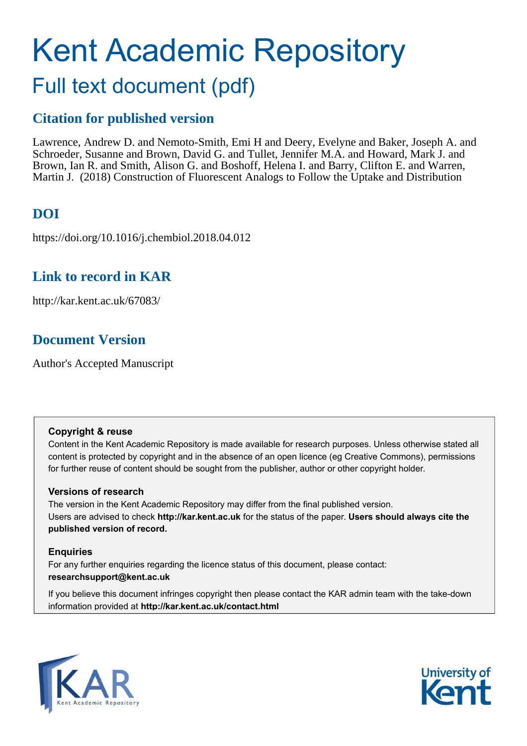# Kent Academic Repository

## Full text document (pdf)

### Citation for published version

Lawrence, Andrew D. and Nemoto-Smith, Emi H and Deery, Evelyne and Baker, Joseph A. and Schroeder, Susanne and Brown, David G. and Tullet, Jennifer M.A. and Howard, Mark J. and Brown, Ian R. and Smith, Alison G. and Boshoff, Helena I. and Barry, Clifton E. and Warren, Martin J. (2018) Construction of Fluorescent Analogs to Follow the Uptake and Distribution

### DOI

https://doi.org/10.1016/j.chembiol.2018.04.012

### Link to record in KAR

http://kar.kent.ac.uk/67083/

### Document Version

Author's Accepted Manuscript

**Copyright & reuse**

Content in the Kent Academic Repository is made available for research purposes. Unless otherwise stated all content is protected by copyright and in the absence of an open licence (eg Creative Commons), permissions for further reuse of content should be sought from the publisher, author or other copyright holder.

**Versions of research**

The version in the Kent Academic Repository may differ from the final published version. Users are advised to check **http://kar.kent.ac.uk** for the status of the paper. **Users should always cite the published version of record.**

**Enquiries**

For any further enquiries regarding the licence status of this document, please contact: **researchsupport@kent.ac.uk**

If you believe this document infringes copyright then please contact the KAR admin team with the take-down information provided at **http://kar.kent.ac.uk/contact.html**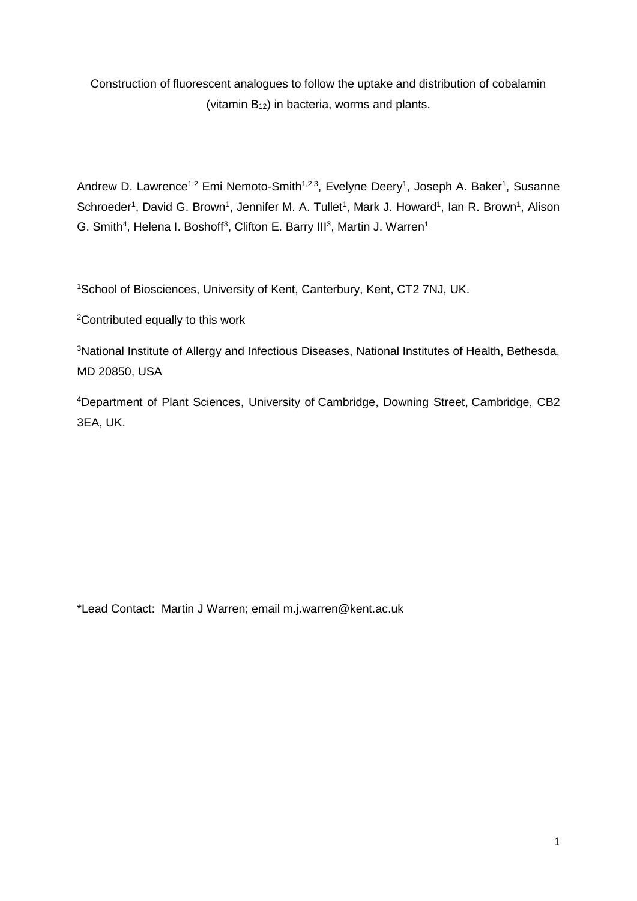Construction of fluorescent analogues to follow the uptake and distribution of cobalamin (vitamin $B_{12}$) in bacteria, worms and plants.

Andrew D. Lawrence[1,2] Emi Nemoto-Smith[1,2,3], Evelyne Deery[1], Joseph A. Baker[1], Susanne Schroeder[1], David G. Brown[1], Jennifer M. A. Tullet[1], Mark J. Howard[1], Ian R. Brown[1], Alison G. Smith[4], Helena I. Boshoff[3], Clifton E. Barry III[3], Martin J. Warren[1]

[1]School of Biosciences, University of Kent, Canterbury, Kent, CT2 7NJ, UK.

[2]Contributed equally to this work

[3]National Institute of Allergy and Infectious Diseases, National Institutes of Health, Bethesda, MD 20850, USA

[4]Department of Plant Sciences, University of Cambridge, Downing Street, Cambridge, CB2 3EA, UK.

*Lead Contact: Martin J Warren; email m.j.warren@kent.ac.uk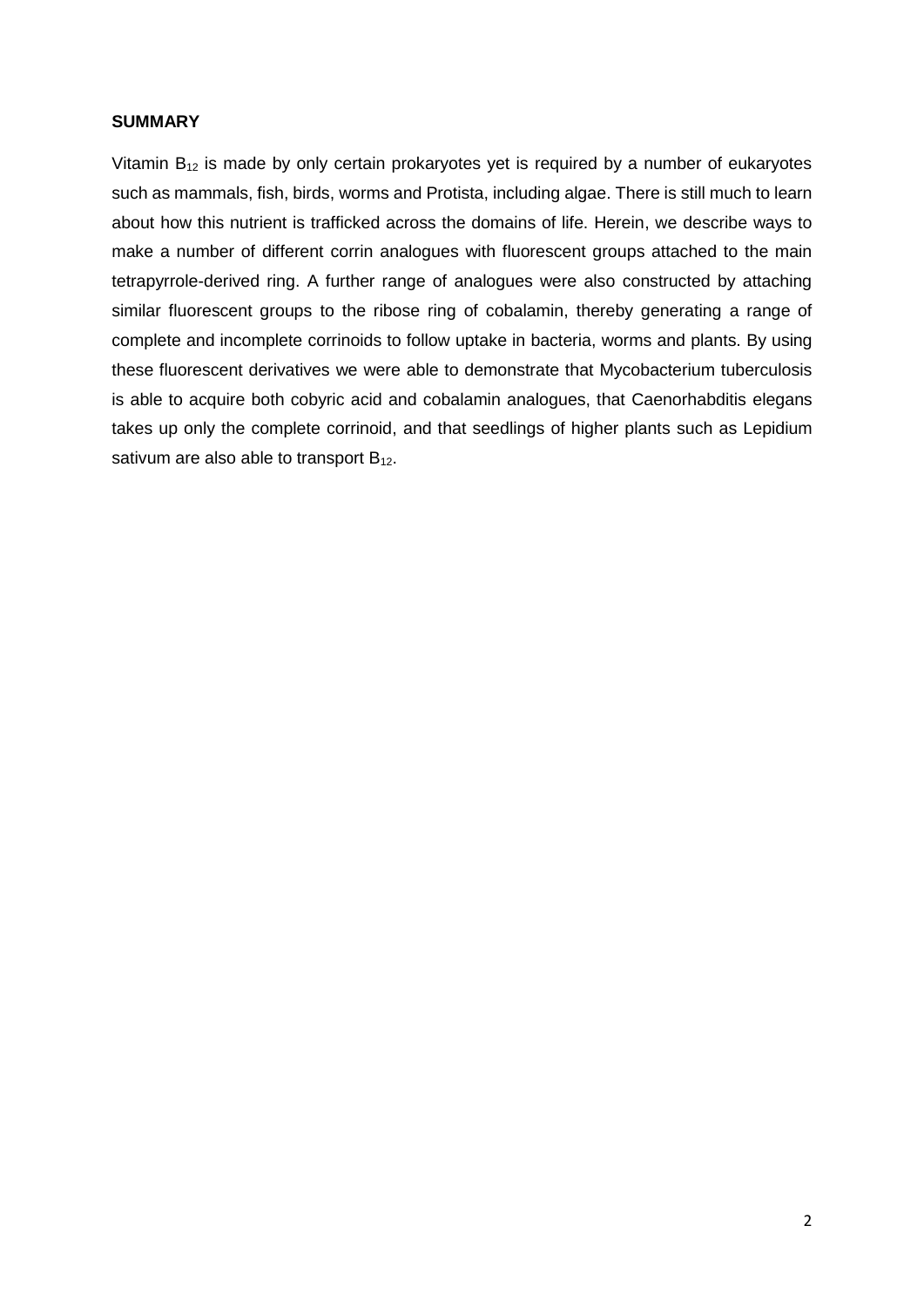**SUMMARY**

Vitamin $B_{12}$ is made by only certain prokaryotes yet is required by a number of eukaryotes such as mammals, fish, birds, worms and Protista, including algae. There is still much to learn about how this nutrient is trafficked across the domains of life. Herein, we describe ways to make a number of different corrin analogues with fluorescent groups attached to the main tetrapyrrole-derived ring. A further range of analogues were also constructed by attaching similar fluorescent groups to the ribose ring of cobalamin, thereby generating a range of complete and incomplete corrinoids to follow uptake in bacteria, worms and plants. By using these fluorescent derivatives we were able to demonstrate that Mycobacterium tuberculosis is able to acquire both cobyric acid and cobalamin analogues, that Caenorhabditis elegans takes up only the complete corrinoid, and that seedlings of higher plants such as Lepidium sativum are also able to transport $B_{12}$.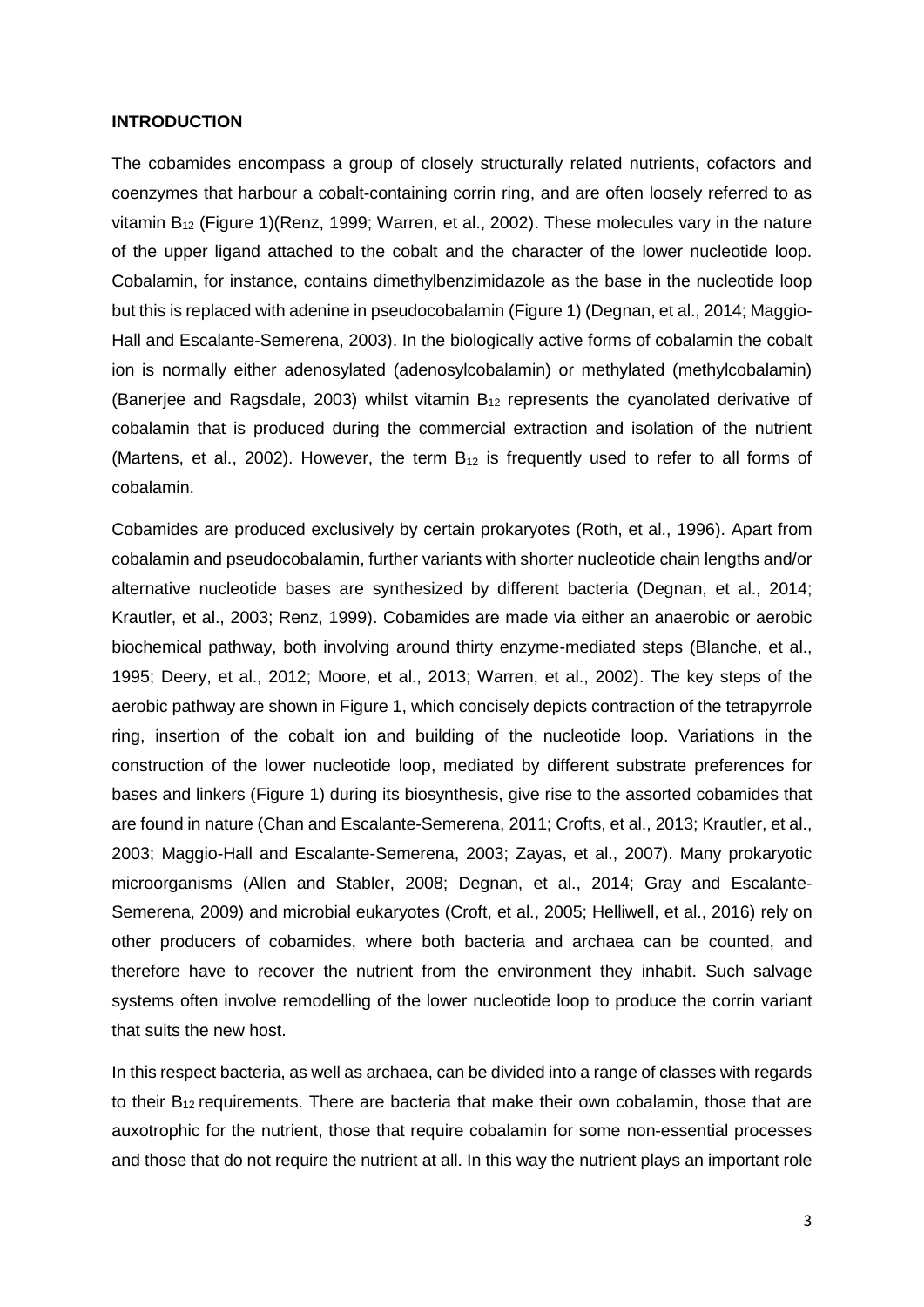**INTRODUCTION**

The cobamides encompass a group of closely structurally related nutrients, cofactors and coenzymes that harbour a cobalt-containing corrin ring, and are often loosely referred to as vitamin $B_{12}$ (Figure 1)(Renz, 1999; Warren, et al., 2002). These molecules vary in the nature of the upper ligand attached to the cobalt and the character of the lower nucleotide loop. Cobalamin, for instance, contains dimethylbenzimidazole as the base in the nucleotide loop but this is replaced with adenine in pseudocobalamin (Figure 1) (Degnan, et al., 2014; Maggio-Hall and Escalante-Semerena, 2003). In the biologically active forms of cobalamin the cobalt ion is normally either adenosylated (adenosylcobalamin) or methylated (methylcobalamin) (Banerjee and Ragsdale, 2003) whilst vitamin $B_{12}$ represents the cyanolated derivative of cobalamin that is produced during the commercial extraction and isolation of the nutrient (Martens, et al., 2002). However, the term $B_{12}$ is frequently used to refer to all forms of cobalamin.

Cobamides are produced exclusively by certain prokaryotes (Roth, et al., 1996). Apart from cobalamin and pseudocobalamin, further variants with shorter nucleotide chain lengths and/or alternative nucleotide bases are synthesized by different bacteria (Degnan, et al., 2014; Krautler, et al., 2003; Renz, 1999). Cobamides are made via either an anaerobic or aerobic biochemical pathway, both involving around thirty enzyme-mediated steps (Blanche, et al., 1995; Deery, et al., 2012; Moore, et al., 2013; Warren, et al., 2002). The key steps of the aerobic pathway are shown in Figure 1, which concisely depicts contraction of the tetrapyrrole ring, insertion of the cobalt ion and building of the nucleotide loop. Variations in the construction of the lower nucleotide loop, mediated by different substrate preferences for bases and linkers (Figure 1) during its biosynthesis, give rise to the assorted cobamides that are found in nature (Chan and Escalante-Semerena, 2011; Crofts, et al., 2013; Krautler, et al., 2003; Maggio-Hall and Escalante-Semerena, 2003; Zayas, et al., 2007). Many prokaryotic microorganisms (Allen and Stabler, 2008; Degnan, et al., 2014; Gray and Escalante-Semerena, 2009) and microbial eukaryotes (Croft, et al., 2005; Helliwell, et al., 2016) rely on other producers of cobamides, where both bacteria and archaea can be counted, and therefore have to recover the nutrient from the environment they inhabit. Such salvage systems often involve remodelling of the lower nucleotide loop to produce the corrin variant that suits the new host.

In this respect bacteria, as well as archaea, can be divided into a range of classes with regards to their $B_{12}$ requirements. There are bacteria that make their own cobalamin, those that are auxotrophic for the nutrient, those that require cobalamin for some non-essential processes and those that do not require the nutrient at all. In this way the nutrient plays an important role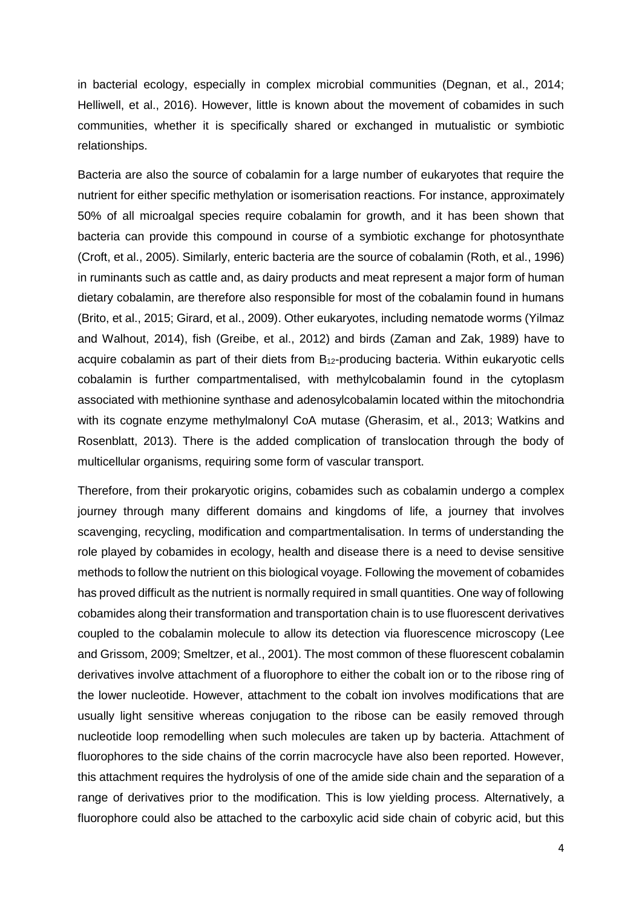in bacterial ecology, especially in complex microbial communities (Degnan, et al., 2014; Helliwell, et al., 2016). However, little is known about the movement of cobamides in such communities, whether it is specifically shared or exchanged in mutualistic or symbiotic relationships.

Bacteria are also the source of cobalamin for a large number of eukaryotes that require the nutrient for either specific methylation or isomerisation reactions. For instance, approximately 50% of all microalgal species require cobalamin for growth, and it has been shown that bacteria can provide this compound in course of a symbiotic exchange for photosynthate (Croft, et al., 2005). Similarly, enteric bacteria are the source of cobalamin (Roth, et al., 1996) in ruminants such as cattle and, as dairy products and meat represent a major form of human dietary cobalamin, are therefore also responsible for most of the cobalamin found in humans (Brito, et al., 2015; Girard, et al., 2009). Other eukaryotes, including nematode worms (Yilmaz and Walhout, 2014), fish (Greibe, et al., 2012) and birds (Zaman and Zak, 1989) have to acquire cobalamin as part of their diets from $B_{12}$-producing bacteria. Within eukaryotic cells cobalamin is further compartmentalised, with methylcobalamin found in the cytoplasm associated with methionine synthase and adenosylcobalamin located within the mitochondria with its cognate enzyme methylmalonyl CoA mutase (Gherasim, et al., 2013; Watkins and Rosenblatt, 2013). There is the added complication of translocation through the body of multicellular organisms, requiring some form of vascular transport.

Therefore, from their prokaryotic origins, cobamides such as cobalamin undergo a complex journey through many different domains and kingdoms of life, a journey that involves scavenging, recycling, modification and compartmentalisation. In terms of understanding the role played by cobamides in ecology, health and disease there is a need to devise sensitive methods to follow the nutrient on this biological voyage. Following the movement of cobamides has proved difficult as the nutrient is normally required in small quantities. One way of following cobamides along their transformation and transportation chain is to use fluorescent derivatives coupled to the cobalamin molecule to allow its detection via fluorescence microscopy (Lee and Grissom, 2009; Smeltzer, et al., 2001). The most common of these fluorescent cobalamin derivatives involve attachment of a fluorophore to either the cobalt ion or to the ribose ring of the lower nucleotide. However, attachment to the cobalt ion involves modifications that are usually light sensitive whereas conjugation to the ribose can be easily removed through nucleotide loop remodelling when such molecules are taken up by bacteria. Attachment of fluorophores to the side chains of the corrin macrocycle have also been reported. However, this attachment requires the hydrolysis of one of the amide side chain and the separation of a range of derivatives prior to the modification. This is low yielding process. Alternatively, a fluorophore could also be attached to the carboxylic acid side chain of cobyric acid, but this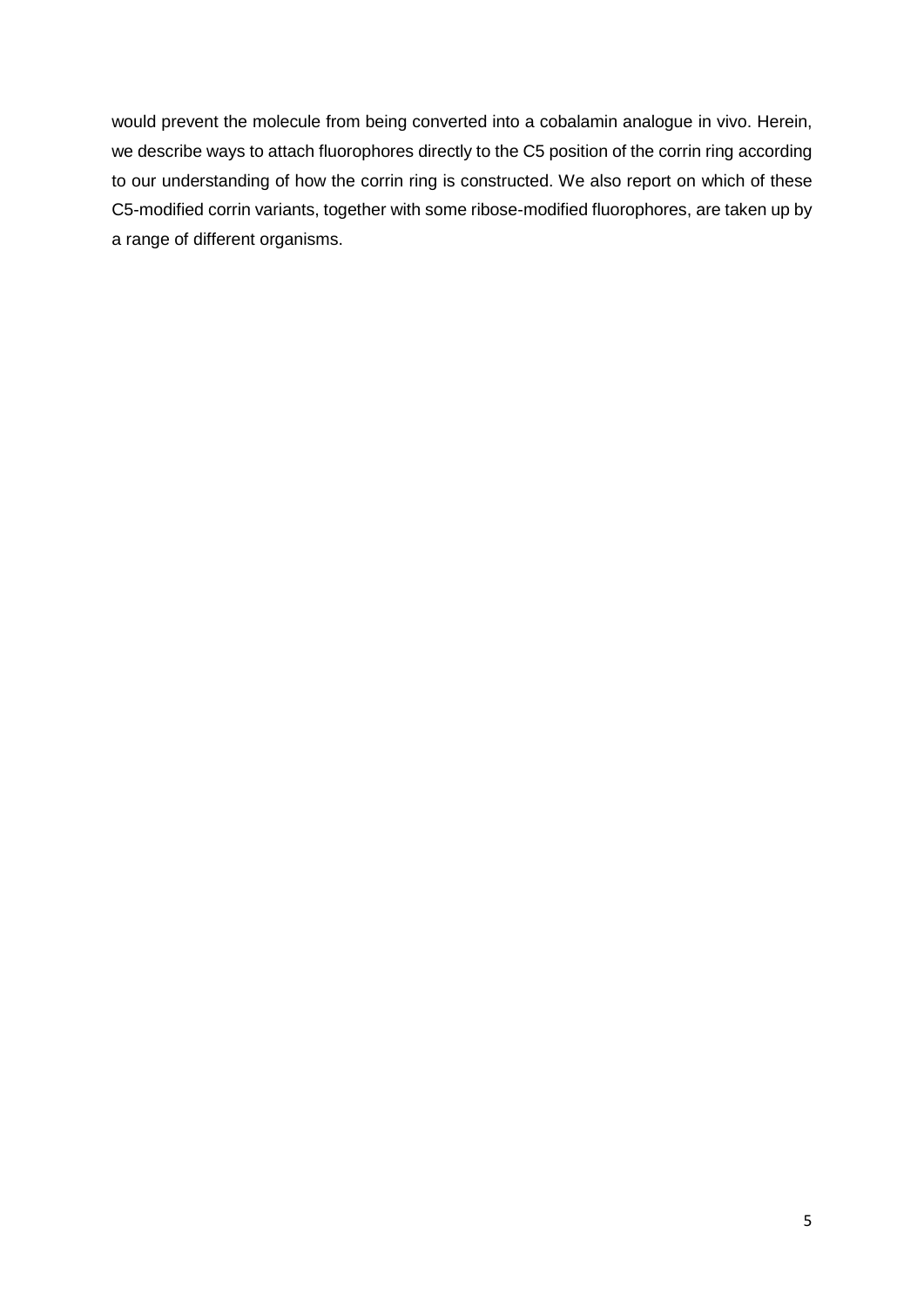would prevent the molecule from being converted into a cobalamin analogue in vivo. Herein, we describe ways to attach fluorophores directly to the C5 position of the corrin ring according to our understanding of how the corrin ring is constructed. We also report on which of these C5-modified corrin variants, together with some ribose-modified fluorophores, are taken up by a range of different organisms.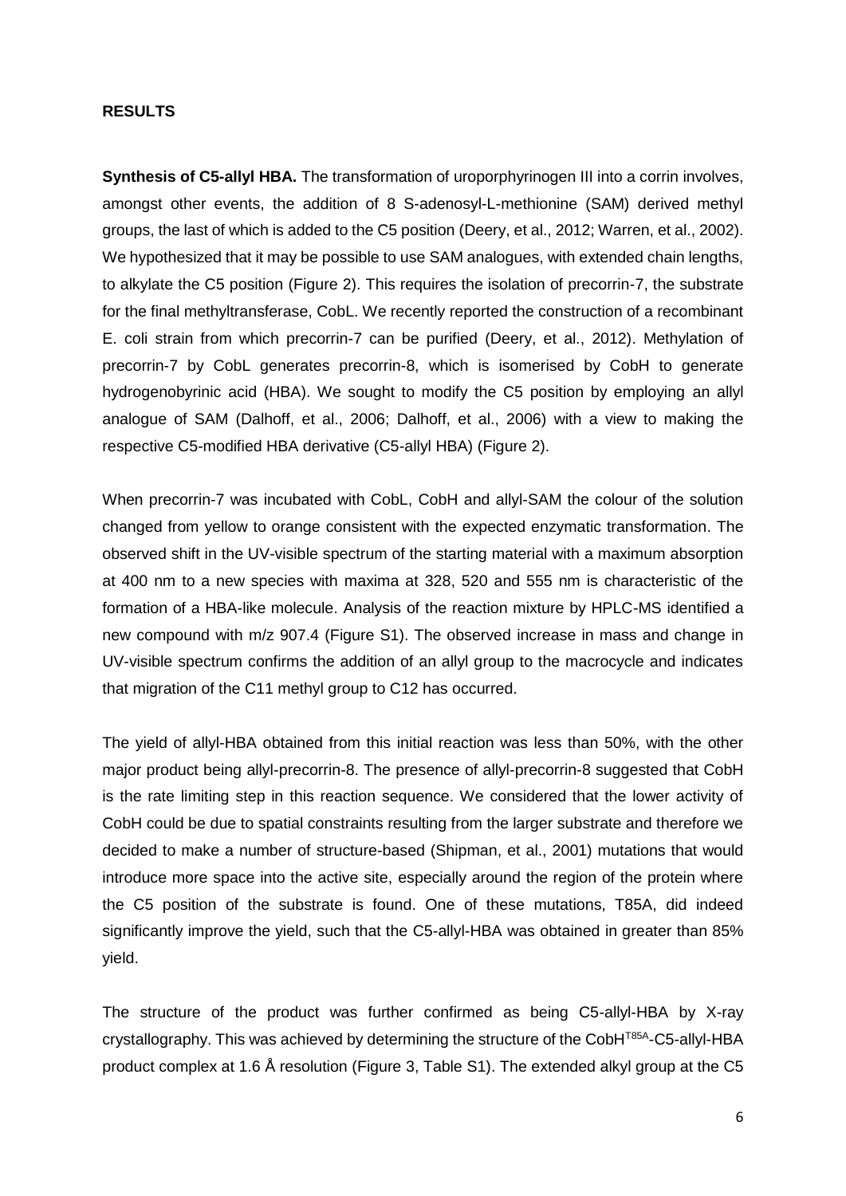## RESULTS

**Synthesis of C5-allyl HBA.** The transformation of uroporphyrinogen III into a corrin involves, amongst other events, the addition of 8 S-adenosyl-L-methionine (SAM) derived methyl groups, the last of which is added to the C5 position (Deery, et al., 2012; Warren, et al., 2002). We hypothesized that it may be possible to use SAM analogues, with extended chain lengths, to alkylate the C5 position (Figure 2). This requires the isolation of precorrin-7, the substrate for the final methyltransferase, CobL. We recently reported the construction of a recombinant E. coli strain from which precorrin-7 can be purified (Deery, et al., 2012). Methylation of precorrin-7 by CobL generates precorrin-8, which is isomerised by CobH to generate hydrogenobyrinic acid (HBA). We sought to modify the C5 position by employing an allyl analogue of SAM (Dalhoff, et al., 2006; Dalhoff, et al., 2006) with a view to making the respective C5-modified HBA derivative (C5-allyl HBA) (Figure 2).

When precorrin-7 was incubated with CobL, CobH and allyl-SAM the colour of the solution changed from yellow to orange consistent with the expected enzymatic transformation. The observed shift in the UV-visible spectrum of the starting material with a maximum absorption at 400 nm to a new species with maxima at 328, 520 and 555 nm is characteristic of the formation of a HBA-like molecule. Analysis of the reaction mixture by HPLC-MS identified a new compound with m/z 907.4 (Figure S1). The observed increase in mass and change in UV-visible spectrum confirms the addition of an allyl group to the macrocycle and indicates that migration of the C11 methyl group to C12 has occurred.

The yield of allyl-HBA obtained from this initial reaction was less than 50%, with the other major product being allyl-precorrin-8. The presence of allyl-precorrin-8 suggested that CobH is the rate limiting step in this reaction sequence. We considered that the lower activity of CobH could be due to spatial constraints resulting from the larger substrate and therefore we decided to make a number of structure-based (Shipman, et al., 2001) mutations that would introduce more space into the active site, especially around the region of the protein where the C5 position of the substrate is found. One of these mutations, T85A, did indeed significantly improve the yield, such that the C5-allyl-HBA was obtained in greater than 85% yield.

The structure of the product was further confirmed as being C5-allyl-HBA by X-ray crystallography. This was achieved by determining the structure of the CobH$^{T85A}$-C5-allyl-HBA product complex at 1.6 Å resolution (Figure 3, Table S1). The extended alkyl group at the C5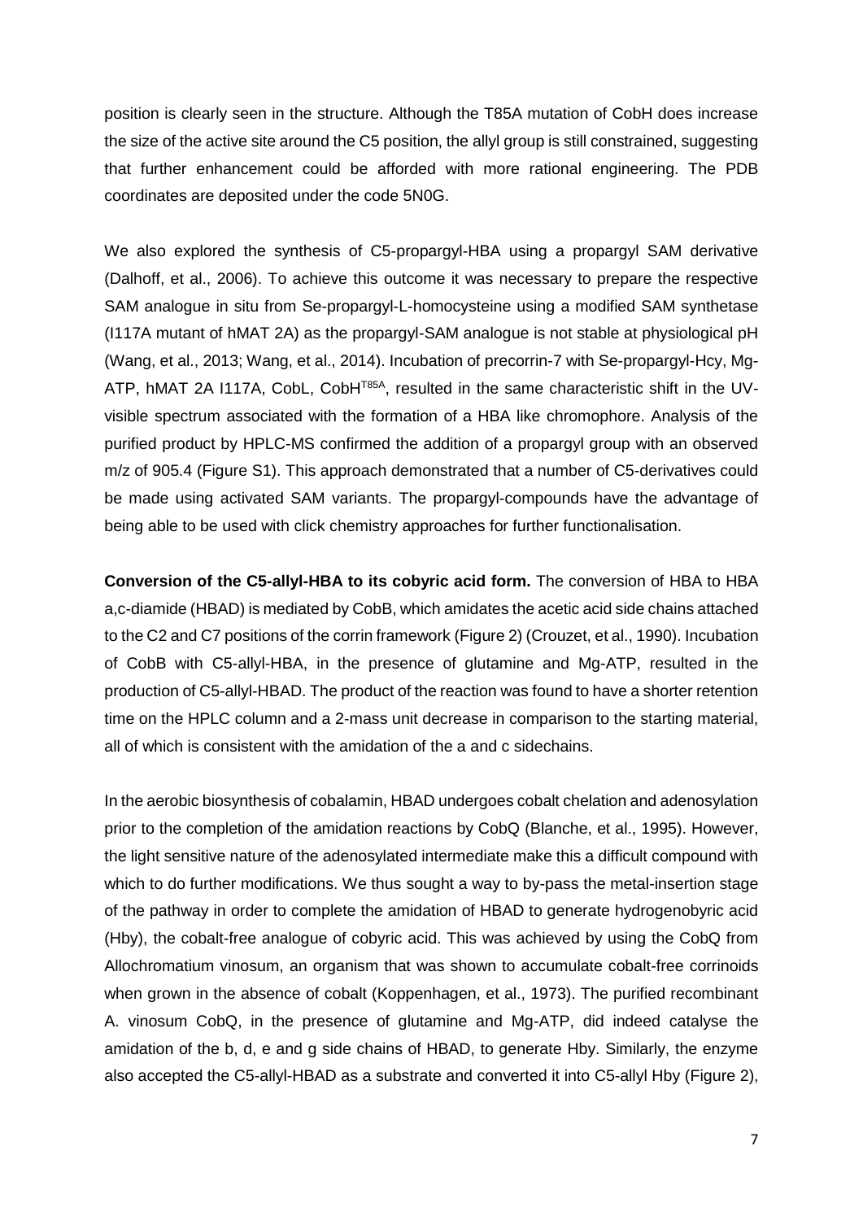position is clearly seen in the structure. Although the T85A mutation of CobH does increase the size of the active site around the C5 position, the allyl group is still constrained, suggesting that further enhancement could be afforded with more rational engineering. The PDB coordinates are deposited under the code 5N0G.

We also explored the synthesis of C5-propargyl-HBA using a propargyl SAM derivative (Dalhoff, et al., 2006). To achieve this outcome it was necessary to prepare the respective SAM analogue in situ from Se-propargyl-L-homocysteine using a modified SAM synthetase (I117A mutant of hMAT 2A) as the propargyl-SAM analogue is not stable at physiological pH (Wang, et al., 2013; Wang, et al., 2014). Incubation of precorrin-7 with Se-propargyl-Hcy, Mg-ATP, hMAT 2A I117A, CobL, CobH$^{T85A}$, resulted in the same characteristic shift in the UV-visible spectrum associated with the formation of a HBA like chromophore. Analysis of the purified product by HPLC-MS confirmed the addition of a propargyl group with an observed m/z of 905.4 (Figure S1). This approach demonstrated that a number of C5-derivatives could be made using activated SAM variants. The propargyl-compounds have the advantage of being able to be used with click chemistry approaches for further functionalisation.

**Conversion of the C5-allyl-HBA to its cobyric acid form.** The conversion of HBA to HBA a,c-diamide (HBAD) is mediated by CobB, which amidates the acetic acid side chains attached to the C2 and C7 positions of the corrin framework (Figure 2) (Crouzet, et al., 1990). Incubation of CobB with C5-allyl-HBA, in the presence of glutamine and Mg-ATP, resulted in the production of C5-allyl-HBAD. The product of the reaction was found to have a shorter retention time on the HPLC column and a 2-mass unit decrease in comparison to the starting material, all of which is consistent with the amidation of the a and c sidechains.

In the aerobic biosynthesis of cobalamin, HBAD undergoes cobalt chelation and adenosylation prior to the completion of the amidation reactions by CobQ (Blanche, et al., 1995). However, the light sensitive nature of the adenosylated intermediate make this a difficult compound with which to do further modifications. We thus sought a way to by-pass the metal-insertion stage of the pathway in order to complete the amidation of HBAD to generate hydrogenobyric acid (Hby), the cobalt-free analogue of cobyric acid. This was achieved by using the CobQ from Allochromatium vinosum, an organism that was shown to accumulate cobalt-free corrinoids when grown in the absence of cobalt (Koppenhagen, et al., 1973). The purified recombinant A. vinosum CobQ, in the presence of glutamine and Mg-ATP, did indeed catalyse the amidation of the b, d, e and g side chains of HBAD, to generate Hby. Similarly, the enzyme also accepted the C5-allyl-HBAD as a substrate and converted it into C5-allyl Hby (Figure 2),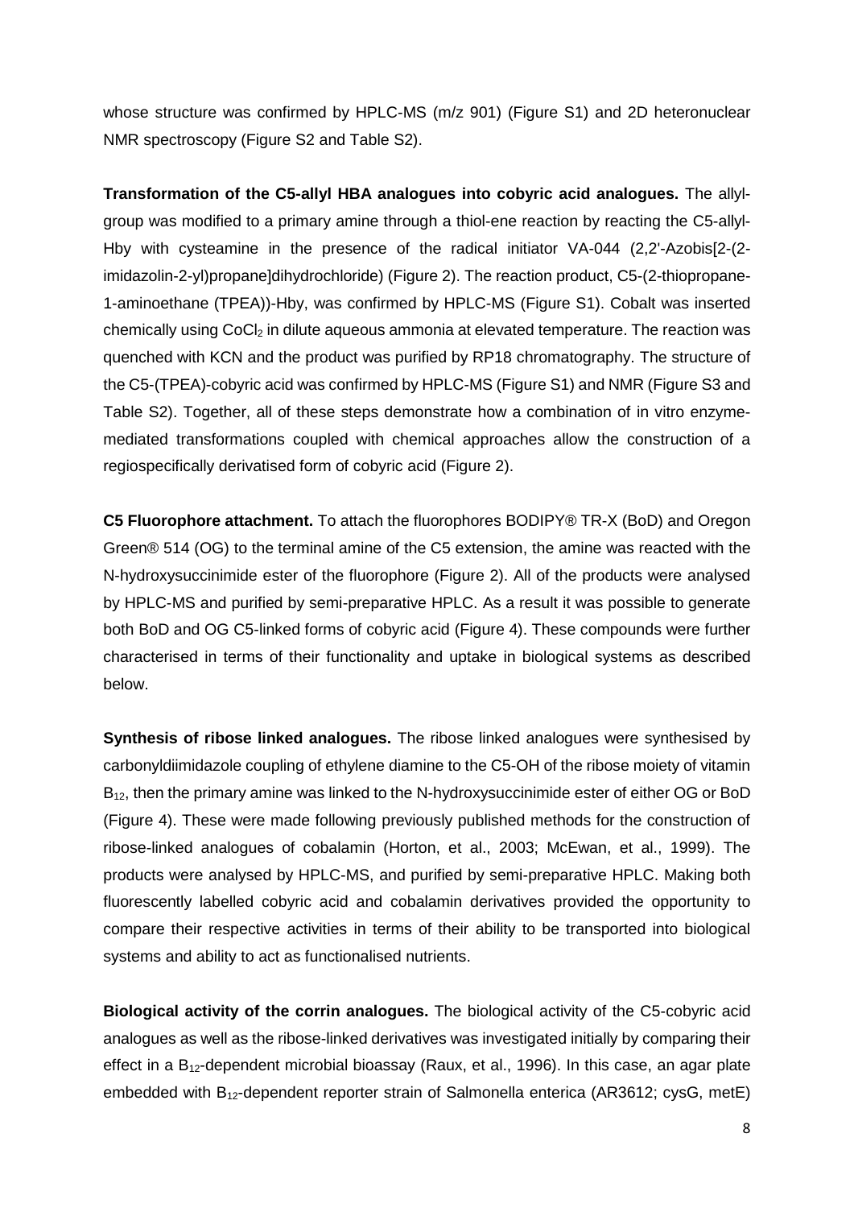whose structure was confirmed by HPLC-MS (m/z 901) (Figure S1) and 2D heteronuclear NMR spectroscopy (Figure S2 and Table S2).

**Transformation of the C5-allyl HBA analogues into cobyric acid analogues.** The allyl-group was modified to a primary amine through a thiol-ene reaction by reacting the C5-allyl-Hby with cysteamine in the presence of the radical initiator VA-044 (2,2'-Azobis[2-(2-imidazolin-2-yl)propane]dihydrochloride) (Figure 2). The reaction product, C5-(2-thiopropane-1-aminoethane (TPEA))-Hby, was confirmed by HPLC-MS (Figure S1). Cobalt was inserted chemically using $CoCl_2$ in dilute aqueous ammonia at elevated temperature. The reaction was quenched with KCN and the product was purified by RP18 chromatography. The structure of the C5-(TPEA)-cobyric acid was confirmed by HPLC-MS (Figure S1) and NMR (Figure S3 and Table S2). Together, all of these steps demonstrate how a combination of in vitro enzyme-mediated transformations coupled with chemical approaches allow the construction of a regiospecifically derivatised form of cobyric acid (Figure 2).

**C5 Fluorophore attachment.** To attach the fluorophores BODIPY® TR-X (BoD) and Oregon Green® 514 (OG) to the terminal amine of the C5 extension, the amine was reacted with the N-hydroxysuccinimide ester of the fluorophore (Figure 2). All of the products were analysed by HPLC-MS and purified by semi-preparative HPLC. As a result it was possible to generate both BoD and OG C5-linked forms of cobyric acid (Figure 4). These compounds were further characterised in terms of their functionality and uptake in biological systems as described below.

**Synthesis of ribose linked analogues.** The ribose linked analogues were synthesised by carbonyldiimidazole coupling of ethylene diamine to the C5-OH of the ribose moiety of vitamin $B_{12}$, then the primary amine was linked to the N-hydroxysuccinimide ester of either OG or BoD (Figure 4). These were made following previously published methods for the construction of ribose-linked analogues of cobalamin (Horton, et al., 2003; McEwan, et al., 1999). The products were analysed by HPLC-MS, and purified by semi-preparative HPLC. Making both fluorescently labelled cobyric acid and cobalamin derivatives provided the opportunity to compare their respective activities in terms of their ability to be transported into biological systems and ability to act as functionalised nutrients.

**Biological activity of the corrin analogues.** The biological activity of the C5-cobyric acid analogues as well as the ribose-linked derivatives was investigated initially by comparing their effect in a $B_{12}$-dependent microbial bioassay (Raux, et al., 1996). In this case, an agar plate embedded with $B_{12}$-dependent reporter strain of Salmonella enterica (AR3612; cysG, metE)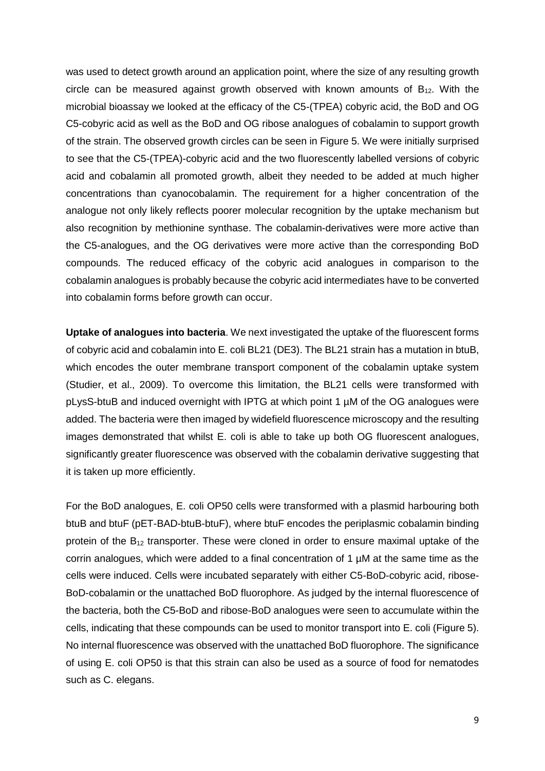was used to detect growth around an application point, where the size of any resulting growth circle can be measured against growth observed with known amounts of $B_{12}$. With the microbial bioassay we looked at the efficacy of the C5-(TPEA) cobyric acid, the BoD and OG C5-cobyric acid as well as the BoD and OG ribose analogues of cobalamin to support growth of the strain. The observed growth circles can be seen in Figure 5. We were initially surprised to see that the C5-(TPEA)-cobyric acid and the two fluorescently labelled versions of cobyric acid and cobalamin all promoted growth, albeit they needed to be added at much higher concentrations than cyanocobalamin. The requirement for a higher concentration of the analogue not only likely reflects poorer molecular recognition by the uptake mechanism but also recognition by methionine synthase. The cobalamin-derivatives were more active than the C5-analogues, and the OG derivatives were more active than the corresponding BoD compounds. The reduced efficacy of the cobyric acid analogues in comparison to the cobalamin analogues is probably because the cobyric acid intermediates have to be converted into cobalamin forms before growth can occur.

**Uptake of analogues into bacteria**. We next investigated the uptake of the fluorescent forms of cobyric acid and cobalamin into E. coli BL21 (DE3). The BL21 strain has a mutation in btuB, which encodes the outer membrane transport component of the cobalamin uptake system (Studier, et al., 2009). To overcome this limitation, the BL21 cells were transformed with pLysS-btuB and induced overnight with IPTG at which point 1 µM of the OG analogues were added. The bacteria were then imaged by widefield fluorescence microscopy and the resulting images demonstrated that whilst E. coli is able to take up both OG fluorescent analogues, significantly greater fluorescence was observed with the cobalamin derivative suggesting that it is taken up more efficiently.

For the BoD analogues, E. coli OP50 cells were transformed with a plasmid harbouring both btuB and btuF (pET-BAD-btuB-btuF), where btuF encodes the periplasmic cobalamin binding protein of the $B_{12}$ transporter. These were cloned in order to ensure maximal uptake of the corrin analogues, which were added to a final concentration of 1 µM at the same time as the cells were induced. Cells were incubated separately with either C5-BoD-cobyric acid, ribose-BoD-cobalamin or the unattached BoD fluorophore. As judged by the internal fluorescence of the bacteria, both the C5-BoD and ribose-BoD analogues were seen to accumulate within the cells, indicating that these compounds can be used to monitor transport into E. coli (Figure 5). No internal fluorescence was observed with the unattached BoD fluorophore. The significance of using E. coli OP50 is that this strain can also be used as a source of food for nematodes such as C. elegans.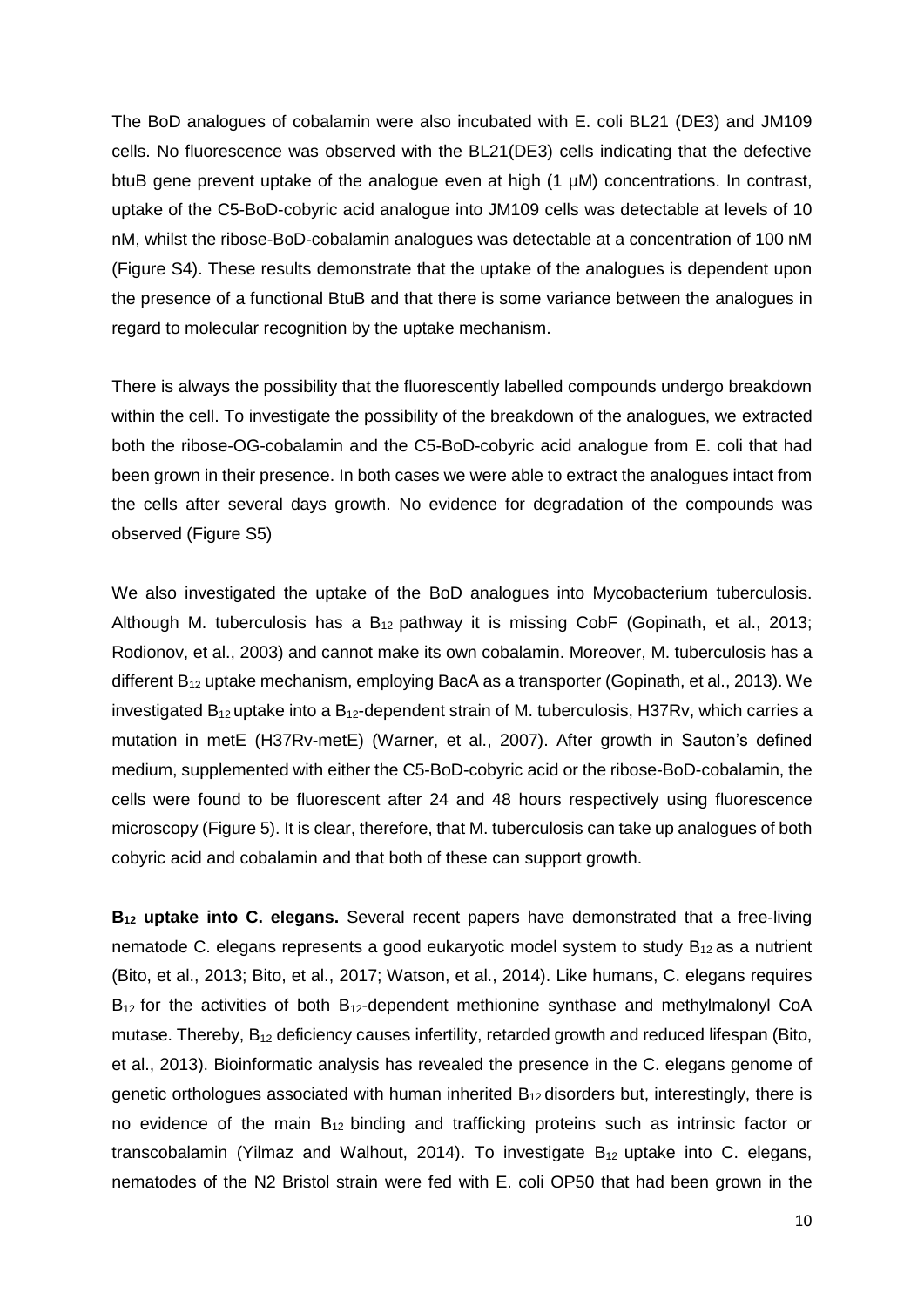The BoD analogues of cobalamin were also incubated with E. coli BL21 (DE3) and JM109 cells. No fluorescence was observed with the BL21(DE3) cells indicating that the defective btuB gene prevent uptake of the analogue even at high (1 µM) concentrations. In contrast, uptake of the C5-BoD-cobyric acid analogue into JM109 cells was detectable at levels of 10 nM, whilst the ribose-BoD-cobalamin analogues was detectable at a concentration of 100 nM (Figure S4). These results demonstrate that the uptake of the analogues is dependent upon the presence of a functional BtuB and that there is some variance between the analogues in regard to molecular recognition by the uptake mechanism.

There is always the possibility that the fluorescently labelled compounds undergo breakdown within the cell. To investigate the possibility of the breakdown of the analogues, we extracted both the ribose-OG-cobalamin and the C5-BoD-cobyric acid analogue from E. coli that had been grown in their presence. In both cases we were able to extract the analogues intact from the cells after several days growth. No evidence for degradation of the compounds was observed (Figure S5)

We also investigated the uptake of the BoD analogues into Mycobacterium tuberculosis. Although M. tuberculosis has a $B_{12}$ pathway it is missing CobF (Gopinath, et al., 2013; Rodionov, et al., 2003) and cannot make its own cobalamin. Moreover, M. tuberculosis has a different $B_{12}$ uptake mechanism, employing BacA as a transporter (Gopinath, et al., 2013). We investigated $B_{12}$ uptake into a $B_{12}$-dependent strain of M. tuberculosis, H37Rv, which carries a mutation in metE (H37Rv-metE) (Warner, et al., 2007). After growth in Sauton's defined medium, supplemented with either the C5-BoD-cobyric acid or the ribose-BoD-cobalamin, the cells were found to be fluorescent after 24 and 48 hours respectively using fluorescence microscopy (Figure 5). It is clear, therefore, that M. tuberculosis can take up analogues of both cobyric acid and cobalamin and that both of these can support growth.

**$B_{12}$ uptake into C. elegans.** Several recent papers have demonstrated that a free-living nematode C. elegans represents a good eukaryotic model system to study $B_{12}$ as a nutrient (Bito, et al., 2013; Bito, et al., 2017; Watson, et al., 2014). Like humans, C. elegans requires $B_{12}$ for the activities of both $B_{12}$-dependent methionine synthase and methylmalonyl CoA mutase. Thereby, $B_{12}$ deficiency causes infertility, retarded growth and reduced lifespan (Bito, et al., 2013). Bioinformatic analysis has revealed the presence in the C. elegans genome of genetic orthologues associated with human inherited $B_{12}$ disorders but, interestingly, there is no evidence of the main $B_{12}$ binding and trafficking proteins such as intrinsic factor or transcobalamin (Yilmaz and Walhout, 2014). To investigate $B_{12}$ uptake into C. elegans, nematodes of the N2 Bristol strain were fed with E. coli OP50 that had been grown in the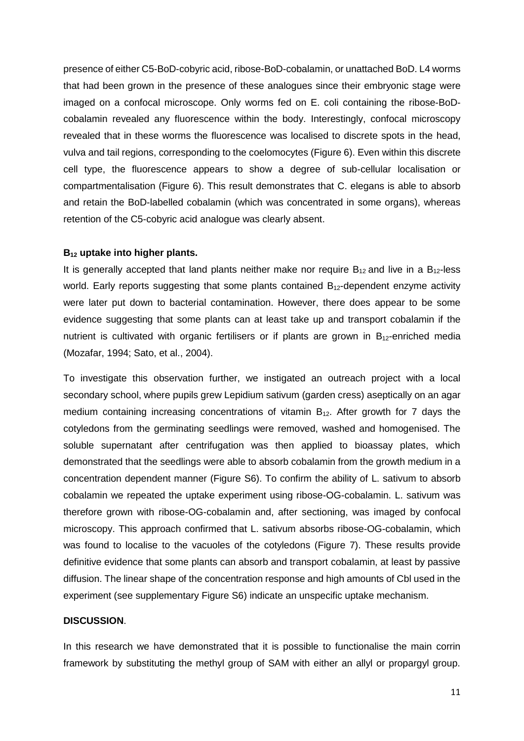presence of either C5-BoD-cobyric acid, ribose-BoD-cobalamin, or unattached BoD. L4 worms that had been grown in the presence of these analogues since their embryonic stage were imaged on a confocal microscope. Only worms fed on E. coli containing the ribose-BoD-cobalamin revealed any fluorescence within the body. Interestingly, confocal microscopy revealed that in these worms the fluorescence was localised to discrete spots in the head, vulva and tail regions, corresponding to the coelomocytes (Figure 6). Even within this discrete cell type, the fluorescence appears to show a degree of sub-cellular localisation or compartmentalisation (Figure 6). This result demonstrates that C. elegans is able to absorb and retain the BoD-labelled cobalamin (which was concentrated in some organs), whereas retention of the C5-cobyric acid analogue was clearly absent.

### $B_{12}$ uptake into higher plants.

It is generally accepted that land plants neither make nor require $B_{12}$ and live in a $B_{12}$-less world. Early reports suggesting that some plants contained $B_{12}$-dependent enzyme activity were later put down to bacterial contamination. However, there does appear to be some evidence suggesting that some plants can at least take up and transport cobalamin if the nutrient is cultivated with organic fertilisers or if plants are grown in $B_{12}$-enriched media (Mozafar, 1994; Sato, et al., 2004).

To investigate this observation further, we instigated an outreach project with a local secondary school, where pupils grew Lepidium sativum (garden cress) aseptically on an agar medium containing increasing concentrations of vitamin $B_{12}$. After growth for 7 days the cotyledons from the germinating seedlings were removed, washed and homogenised. The soluble supernatant after centrifugation was then applied to bioassay plates, which demonstrated that the seedlings were able to absorb cobalamin from the growth medium in a concentration dependent manner (Figure S6). To confirm the ability of L. sativum to absorb cobalamin we repeated the uptake experiment using ribose-OG-cobalamin. L. sativum was therefore grown with ribose-OG-cobalamin and, after sectioning, was imaged by confocal microscopy. This approach confirmed that L. sativum absorbs ribose-OG-cobalamin, which was found to localise to the vacuoles of the cotyledons (Figure 7). These results provide definitive evidence that some plants can absorb and transport cobalamin, at least by passive diffusion. The linear shape of the concentration response and high amounts of Cbl used in the experiment (see supplementary Figure S6) indicate an unspecific uptake mechanism.

## DISCUSSION.

In this research we have demonstrated that it is possible to functionalise the main corrin framework by substituting the methyl group of SAM with either an allyl or propargyl group.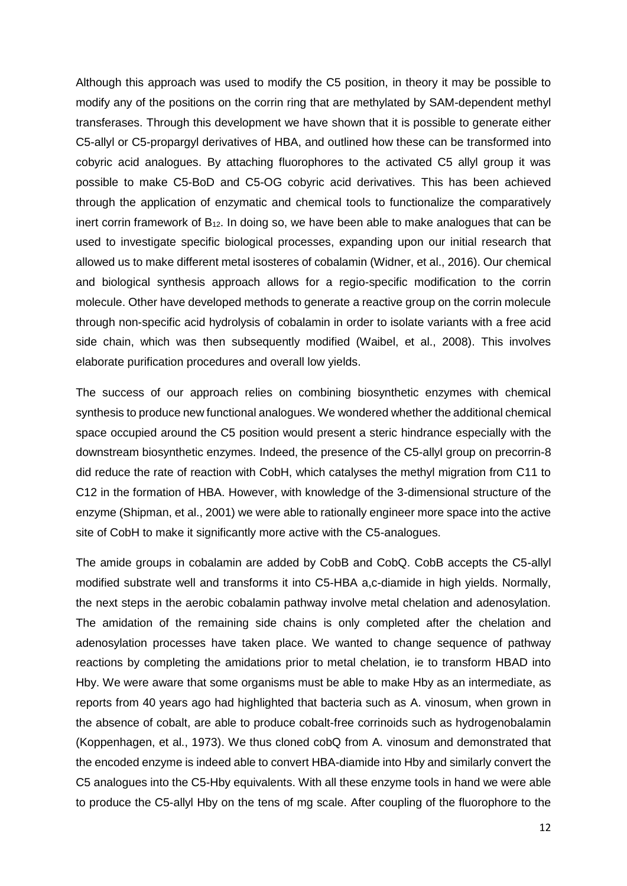Although this approach was used to modify the C5 position, in theory it may be possible to modify any of the positions on the corrin ring that are methylated by SAM-dependent methyl transferases. Through this development we have shown that it is possible to generate either C5-allyl or C5-propargyl derivatives of HBA, and outlined how these can be transformed into cobyric acid analogues. By attaching fluorophores to the activated C5 allyl group it was possible to make C5-BoD and C5-OG cobyric acid derivatives. This has been achieved through the application of enzymatic and chemical tools to functionalize the comparatively inert corrin framework of $B_{12}$. In doing so, we have been able to make analogues that can be used to investigate specific biological processes, expanding upon our initial research that allowed us to make different metal isosteres of cobalamin (Widner, et al., 2016). Our chemical and biological synthesis approach allows for a regio-specific modification to the corrin molecule. Other have developed methods to generate a reactive group on the corrin molecule through non-specific acid hydrolysis of cobalamin in order to isolate variants with a free acid side chain, which was then subsequently modified (Waibel, et al., 2008). This involves elaborate purification procedures and overall low yields.

The success of our approach relies on combining biosynthetic enzymes with chemical synthesis to produce new functional analogues. We wondered whether the additional chemical space occupied around the C5 position would present a steric hindrance especially with the downstream biosynthetic enzymes. Indeed, the presence of the C5-allyl group on precorrin-8 did reduce the rate of reaction with CobH, which catalyses the methyl migration from C11 to C12 in the formation of HBA. However, with knowledge of the 3-dimensional structure of the enzyme (Shipman, et al., 2001) we were able to rationally engineer more space into the active site of CobH to make it significantly more active with the C5-analogues.

The amide groups in cobalamin are added by CobB and CobQ. CobB accepts the C5-allyl modified substrate well and transforms it into C5-HBA a,c-diamide in high yields. Normally, the next steps in the aerobic cobalamin pathway involve metal chelation and adenosylation. The amidation of the remaining side chains is only completed after the chelation and adenosylation processes have taken place. We wanted to change sequence of pathway reactions by completing the amidations prior to metal chelation, ie to transform HBAD into Hby. We were aware that some organisms must be able to make Hby as an intermediate, as reports from 40 years ago had highlighted that bacteria such as A. vinosum, when grown in the absence of cobalt, are able to produce cobalt-free corrinoids such as hydrogenobalamin (Koppenhagen, et al., 1973). We thus cloned cobQ from A. vinosum and demonstrated that the encoded enzyme is indeed able to convert HBA-diamide into Hby and similarly convert the C5 analogues into the C5-Hby equivalents. With all these enzyme tools in hand we were able to produce the C5-allyl Hby on the tens of mg scale. After coupling of the fluorophore to the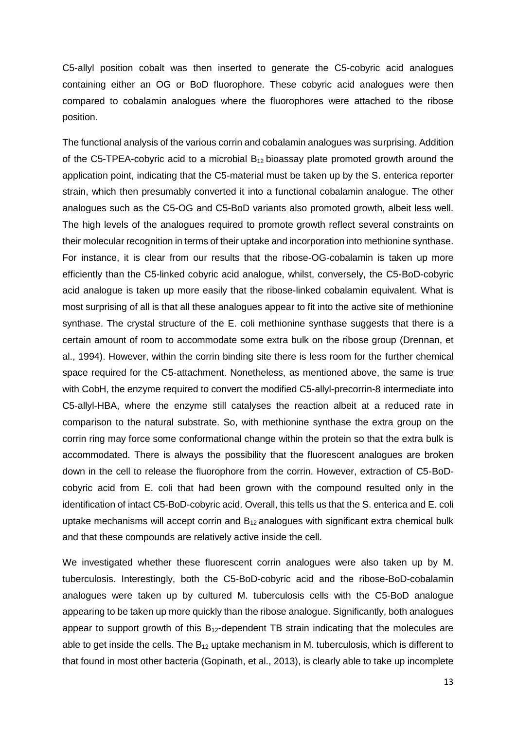C5-allyl position cobalt was then inserted to generate the C5-cobyric acid analogues containing either an OG or BoD fluorophore. These cobyric acid analogues were then compared to cobalamin analogues where the fluorophores were attached to the ribose position.

The functional analysis of the various corrin and cobalamin analogues was surprising. Addition of the C5-TPEA-cobyric acid to a microbial $B_{12}$ bioassay plate promoted growth around the application point, indicating that the C5-material must be taken up by the S. enterica reporter strain, which then presumably converted it into a functional cobalamin analogue. The other analogues such as the C5-OG and C5-BoD variants also promoted growth, albeit less well. The high levels of the analogues required to promote growth reflect several constraints on their molecular recognition in terms of their uptake and incorporation into methionine synthase. For instance, it is clear from our results that the ribose-OG-cobalamin is taken up more efficiently than the C5-linked cobyric acid analogue, whilst, conversely, the C5-BoD-cobyric acid analogue is taken up more easily that the ribose-linked cobalamin equivalent. What is most surprising of all is that all these analogues appear to fit into the active site of methionine synthase. The crystal structure of the E. coli methionine synthase suggests that there is a certain amount of room to accommodate some extra bulk on the ribose group (Drennan, et al., 1994). However, within the corrin binding site there is less room for the further chemical space required for the C5-attachment. Nonetheless, as mentioned above, the same is true with CobH, the enzyme required to convert the modified C5-allyl-precorrin-8 intermediate into C5-allyl-HBA, where the enzyme still catalyses the reaction albeit at a reduced rate in comparison to the natural substrate. So, with methionine synthase the extra group on the corrin ring may force some conformational change within the protein so that the extra bulk is accommodated. There is always the possibility that the fluorescent analogues are broken down in the cell to release the fluorophore from the corrin. However, extraction of C5-BoD-cobyric acid from E. coli that had been grown with the compound resulted only in the identification of intact C5-BoD-cobyric acid. Overall, this tells us that the S. enterica and E. coli uptake mechanisms will accept corrin and $B_{12}$ analogues with significant extra chemical bulk and that these compounds are relatively active inside the cell.

We investigated whether these fluorescent corrin analogues were also taken up by M. tuberculosis. Interestingly, both the C5-BoD-cobyric acid and the ribose-BoD-cobalamin analogues were taken up by cultured M. tuberculosis cells with the C5-BoD analogue appearing to be taken up more quickly than the ribose analogue. Significantly, both analogues appear to support growth of this $B_{12}$-dependent TB strain indicating that the molecules are able to get inside the cells. The $B_{12}$ uptake mechanism in M. tuberculosis, which is different to that found in most other bacteria (Gopinath, et al., 2013), is clearly able to take up incomplete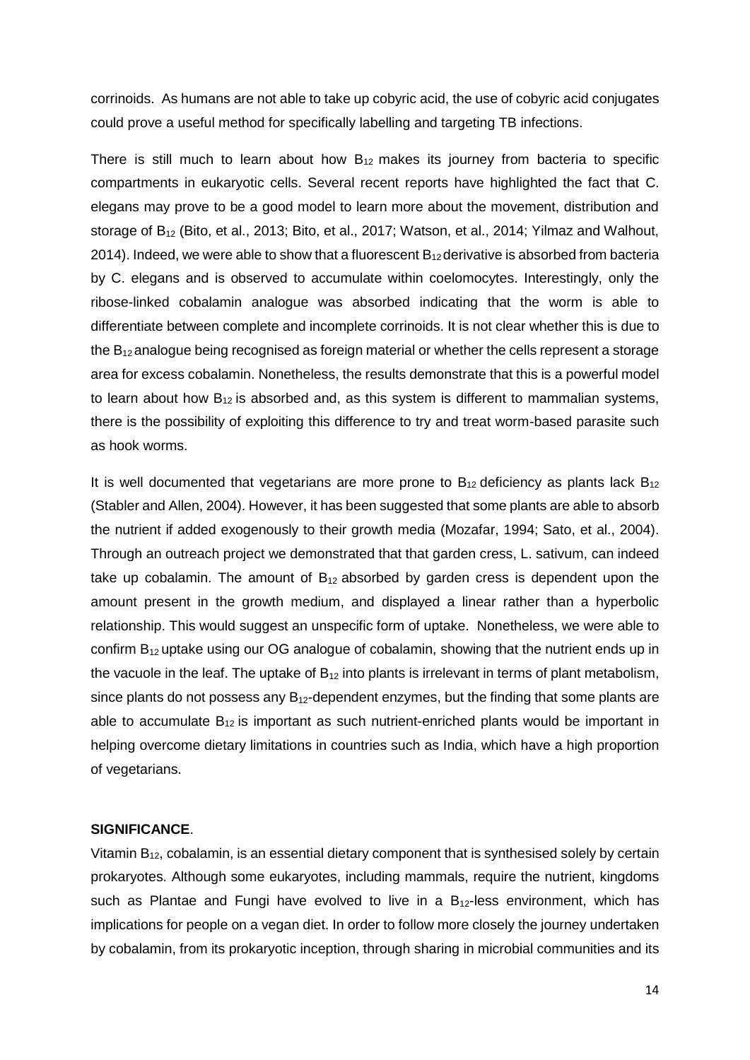corrinoids. As humans are not able to take up cobyric acid, the use of cobyric acid conjugates could prove a useful method for specifically labelling and targeting TB infections.

There is still much to learn about how $B_{12}$ makes its journey from bacteria to specific compartments in eukaryotic cells. Several recent reports have highlighted the fact that C. elegans may prove to be a good model to learn more about the movement, distribution and storage of $B_{12}$ (Bito, et al., 2013; Bito, et al., 2017; Watson, et al., 2014; Yilmaz and Walhout, 2014). Indeed, we were able to show that a fluorescent $B_{12}$ derivative is absorbed from bacteria by C. elegans and is observed to accumulate within coelomocytes. Interestingly, only the ribose-linked cobalamin analogue was absorbed indicating that the worm is able to differentiate between complete and incomplete corrinoids. It is not clear whether this is due to the $B_{12}$ analogue being recognised as foreign material or whether the cells represent a storage area for excess cobalamin. Nonetheless, the results demonstrate that this is a powerful model to learn about how $B_{12}$ is absorbed and, as this system is different to mammalian systems, there is the possibility of exploiting this difference to try and treat worm-based parasite such as hook worms.

It is well documented that vegetarians are more prone to $B_{12}$ deficiency as plants lack $B_{12}$ (Stabler and Allen, 2004). However, it has been suggested that some plants are able to absorb the nutrient if added exogenously to their growth media (Mozafar, 1994; Sato, et al., 2004). Through an outreach project we demonstrated that that garden cress, L. sativum, can indeed take up cobalamin. The amount of $B_{12}$ absorbed by garden cress is dependent upon the amount present in the growth medium, and displayed a linear rather than a hyperbolic relationship. This would suggest an unspecific form of uptake. Nonetheless, we were able to confirm $B_{12}$ uptake using our OG analogue of cobalamin, showing that the nutrient ends up in the vacuole in the leaf. The uptake of $B_{12}$ into plants is irrelevant in terms of plant metabolism, since plants do not possess any $B_{12}$-dependent enzymes, but the finding that some plants are able to accumulate $B_{12}$ is important as such nutrient-enriched plants would be important in helping overcome dietary limitations in countries such as India, which have a high proportion of vegetarians.

**SIGNIFICANCE**.

Vitamin $B_{12}$, cobalamin, is an essential dietary component that is synthesised solely by certain prokaryotes. Although some eukaryotes, including mammals, require the nutrient, kingdoms such as Plantae and Fungi have evolved to live in a $B_{12}$-less environment, which has implications for people on a vegan diet. In order to follow more closely the journey undertaken by cobalamin, from its prokaryotic inception, through sharing in microbial communities and its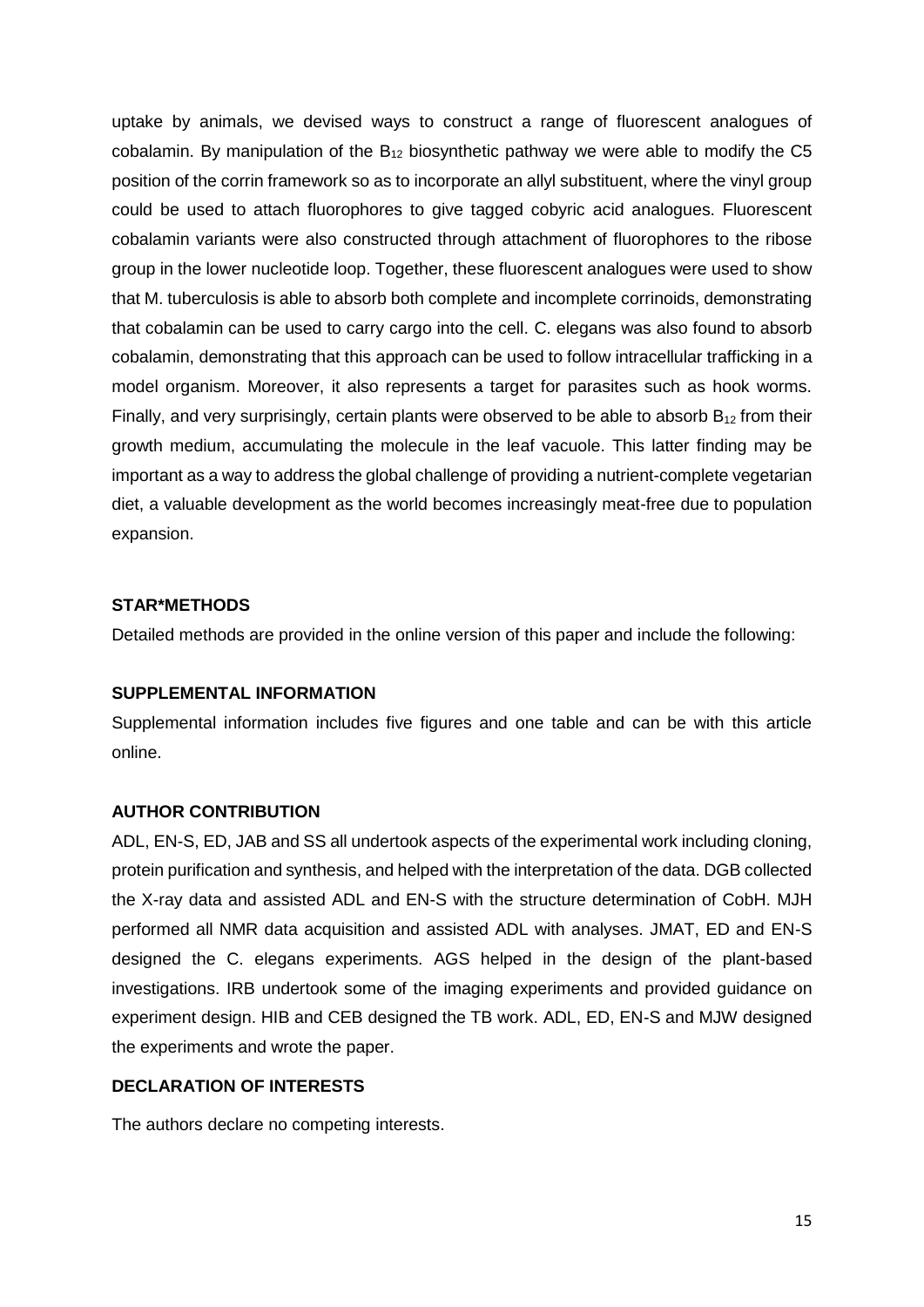uptake by animals, we devised ways to construct a range of fluorescent analogues of cobalamin. By manipulation of the $B_{12}$ biosynthetic pathway we were able to modify the C5 position of the corrin framework so as to incorporate an allyl substituent, where the vinyl group could be used to attach fluorophores to give tagged cobyric acid analogues. Fluorescent cobalamin variants were also constructed through attachment of fluorophores to the ribose group in the lower nucleotide loop. Together, these fluorescent analogues were used to show that M. tuberculosis is able to absorb both complete and incomplete corrinoids, demonstrating that cobalamin can be used to carry cargo into the cell. C. elegans was also found to absorb cobalamin, demonstrating that this approach can be used to follow intracellular trafficking in a model organism. Moreover, it also represents a target for parasites such as hook worms. Finally, and very surprisingly, certain plants were observed to be able to absorb $B_{12}$ from their growth medium, accumulating the molecule in the leaf vacuole. This latter finding may be important as a way to address the global challenge of providing a nutrient-complete vegetarian diet, a valuable development as the world becomes increasingly meat-free due to population expansion.

**STAR*METHODS**

Detailed methods are provided in the online version of this paper and include the following:

**SUPPLEMENTAL INFORMATION**

Supplemental information includes five figures and one table and can be with this article online.

**AUTHOR CONTRIBUTION**

ADL, EN-S, ED, JAB and SS all undertook aspects of the experimental work including cloning, protein purification and synthesis, and helped with the interpretation of the data. DGB collected the X-ray data and assisted ADL and EN-S with the structure determination of CobH. MJH performed all NMR data acquisition and assisted ADL with analyses. JMAT, ED and EN-S designed the C. elegans experiments. AGS helped in the design of the plant-based investigations. IRB undertook some of the imaging experiments and provided guidance on experiment design. HIB and CEB designed the TB work. ADL, ED, EN-S and MJW designed the experiments and wrote the paper.

**DECLARATION OF INTERESTS**

The authors declare no competing interests.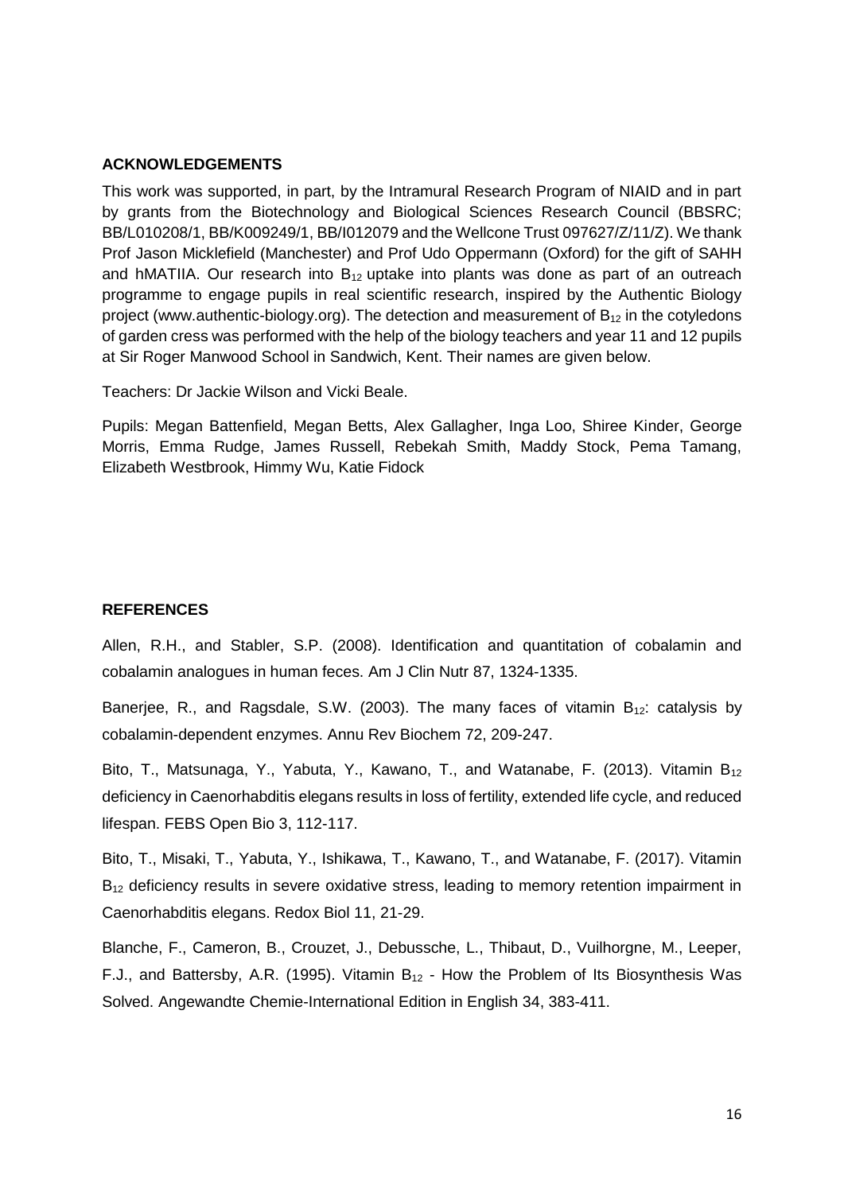## ACKNOWLEDGEMENTS

This work was supported, in part, by the Intramural Research Program of NIAID and in part by grants from the Biotechnology and Biological Sciences Research Council (BBSRC; BB/L010208/1, BB/K009249/1, BB/I012079 and the Wellcone Trust 097627/Z/11/Z). We thank Prof Jason Micklefield (Manchester) and Prof Udo Oppermann (Oxford) for the gift of SAHH and hMATIIA. Our research into $B_{12}$ uptake into plants was done as part of an outreach programme to engage pupils in real scientific research, inspired by the Authentic Biology project (www.authentic-biology.org). The detection and measurement of $B_{12}$ in the cotyledons of garden cress was performed with the help of the biology teachers and year 11 and 12 pupils at Sir Roger Manwood School in Sandwich, Kent. Their names are given below.

Teachers: Dr Jackie Wilson and Vicki Beale.

Pupils: Megan Battenfield, Megan Betts, Alex Gallagher, Inga Loo, Shiree Kinder, George Morris, Emma Rudge, James Russell, Rebekah Smith, Maddy Stock, Pema Tamang, Elizabeth Westbrook, Himmy Wu, Katie Fidock

## REFERENCES

Allen, R.H., and Stabler, S.P. (2008). Identification and quantitation of cobalamin and cobalamin analogues in human feces. Am J Clin Nutr 87, 1324-1335.

Banerjee, R., and Ragsdale, S.W. (2003). The many faces of vitamin $B_{12}$: catalysis by cobalamin-dependent enzymes. Annu Rev Biochem 72, 209-247.

Bito, T., Matsunaga, Y., Yabuta, Y., Kawano, T., and Watanabe, F. (2013). Vitamin $B_{12}$ deficiency in Caenorhabditis elegans results in loss of fertility, extended life cycle, and reduced lifespan. FEBS Open Bio 3, 112-117.

Bito, T., Misaki, T., Yabuta, Y., Ishikawa, T., Kawano, T., and Watanabe, F. (2017). Vitamin $B_{12}$ deficiency results in severe oxidative stress, leading to memory retention impairment in Caenorhabditis elegans. Redox Biol 11, 21-29.

Blanche, F., Cameron, B., Crouzet, J., Debussche, L., Thibaut, D., Vuilhorgne, M., Leeper, F.J., and Battersby, A.R. (1995). Vitamin $B_{12}$ - How the Problem of Its Biosynthesis Was Solved. Angewandte Chemie-International Edition in English 34, 383-411.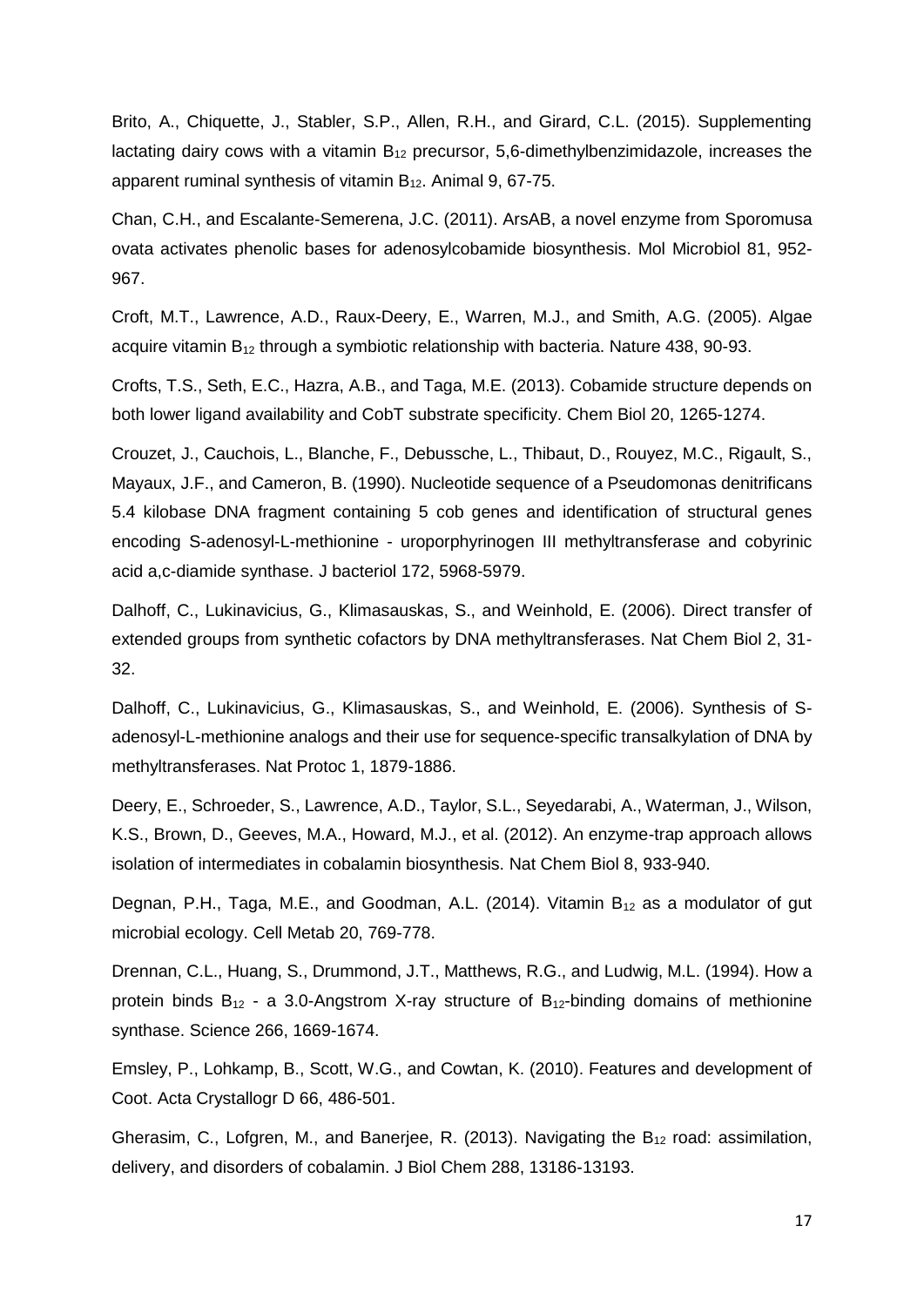Brito, A., Chiquette, J., Stabler, S.P., Allen, R.H., and Girard, C.L. (2015). Supplementing lactating dairy cows with a vitamin $B_{12}$ precursor, 5,6-dimethylbenzimidazole, increases the apparent ruminal synthesis of vitamin $B_{12}$. Animal 9, 67-75.

Chan, C.H., and Escalante-Semerena, J.C. (2011). ArsAB, a novel enzyme from Sporomusa ovata activates phenolic bases for adenosylcobamide biosynthesis. Mol Microbiol 81, 952-967.

Croft, M.T., Lawrence, A.D., Raux-Deery, E., Warren, M.J., and Smith, A.G. (2005). Algae acquire vitamin $B_{12}$ through a symbiotic relationship with bacteria. Nature 438, 90-93.

Crofts, T.S., Seth, E.C., Hazra, A.B., and Taga, M.E. (2013). Cobamide structure depends on both lower ligand availability and CobT substrate specificity. Chem Biol 20, 1265-1274.

Crouzet, J., Cauchois, L., Blanche, F., Debussche, L., Thibaut, D., Rouyez, M.C., Rigault, S., Mayaux, J.F., and Cameron, B. (1990). Nucleotide sequence of a Pseudomonas denitrificans 5.4 kilobase DNA fragment containing 5 cob genes and identification of structural genes encoding S-adenosyl-L-methionine - uroporphyrinogen III methyltransferase and cobyrinic acid a,c-diamide synthase. J bacteriol 172, 5968-5979.

Dalhoff, C., Lukinavicius, G., Klimasauskas, S., and Weinhold, E. (2006). Direct transfer of extended groups from synthetic cofactors by DNA methyltransferases. Nat Chem Biol 2, 31-32.

Dalhoff, C., Lukinavicius, G., Klimasauskas, S., and Weinhold, E. (2006). Synthesis of S-adenosyl-L-methionine analogs and their use for sequence-specific transalkylation of DNA by methyltransferases. Nat Protoc 1, 1879-1886.

Deery, E., Schroeder, S., Lawrence, A.D., Taylor, S.L., Seyedarabi, A., Waterman, J., Wilson, K.S., Brown, D., Geeves, M.A., Howard, M.J., et al. (2012). An enzyme-trap approach allows isolation of intermediates in cobalamin biosynthesis. Nat Chem Biol 8, 933-940.

Degnan, P.H., Taga, M.E., and Goodman, A.L. (2014). Vitamin $B_{12}$ as a modulator of gut microbial ecology. Cell Metab 20, 769-778.

Drennan, C.L., Huang, S., Drummond, J.T., Matthews, R.G., and Ludwig, M.L. (1994). How a protein binds $B_{12}$ - a 3.0-Angstrom X-ray structure of $B_{12}$-binding domains of methionine synthase. Science 266, 1669-1674.

Emsley, P., Lohkamp, B., Scott, W.G., and Cowtan, K. (2010). Features and development of Coot. Acta Crystallogr D 66, 486-501.

Gherasim, C., Lofgren, M., and Banerjee, R. (2013). Navigating the $B_{12}$ road: assimilation, delivery, and disorders of cobalamin. J Biol Chem 288, 13186-13193.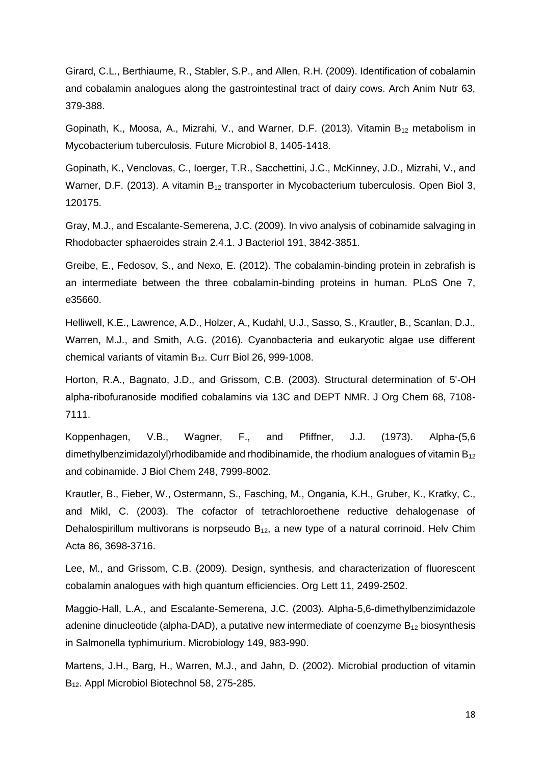Girard, C.L., Berthiaume, R., Stabler, S.P., and Allen, R.H. (2009). Identification of cobalamin and cobalamin analogues along the gastrointestinal tract of dairy cows. Arch Anim Nutr 63, 379-388.

Gopinath, K., Moosa, A., Mizrahi, V., and Warner, D.F. (2013). Vitamin $B_{12}$ metabolism in Mycobacterium tuberculosis. Future Microbiol 8, 1405-1418.

Gopinath, K., Venclovas, C., Ioerger, T.R., Sacchettini, J.C., McKinney, J.D., Mizrahi, V., and Warner, D.F. (2013). A vitamin $B_{12}$ transporter in Mycobacterium tuberculosis. Open Biol 3, 120175.

Gray, M.J., and Escalante-Semerena, J.C. (2009). In vivo analysis of cobinamide salvaging in Rhodobacter sphaeroides strain 2.4.1. J Bacteriol 191, 3842-3851.

Greibe, E., Fedosov, S., and Nexo, E. (2012). The cobalamin-binding protein in zebrafish is an intermediate between the three cobalamin-binding proteins in human. PLoS One 7, e35660.

Helliwell, K.E., Lawrence, A.D., Holzer, A., Kudahl, U.J., Sasso, S., Krautler, B., Scanlan, D.J., Warren, M.J., and Smith, A.G. (2016). Cyanobacteria and eukaryotic algae use different chemical variants of vitamin $B_{12}$. Curr Biol 26, 999-1008.

Horton, R.A., Bagnato, J.D., and Grissom, C.B. (2003). Structural determination of 5'-OH alpha-ribofuranoside modified cobalamins via 13C and DEPT NMR. J Org Chem 68, 7108-7111.

Koppenhagen, V.B., Wagner, F., and Pfiffner, J.J. (1973). Alpha-(5,6 dimethylbenzimidazolyl)rhodibamide and rhodibinamide, the rhodium analogues of vitamin $B_{12}$ and cobinamide. J Biol Chem 248, 7999-8002.

Krautler, B., Fieber, W., Ostermann, S., Fasching, M., Ongania, K.H., Gruber, K., Kratky, C., and Mikl, C. (2003). The cofactor of tetrachloroethene reductive dehalogenase of Dehalospirillum multivorans is norpseudo $B_{12}$, a new type of a natural corrinoid. Helv Chim Acta 86, 3698-3716.

Lee, M., and Grissom, C.B. (2009). Design, synthesis, and characterization of fluorescent cobalamin analogues with high quantum efficiencies. Org Lett 11, 2499-2502.

Maggio-Hall, L.A., and Escalante-Semerena, J.C. (2003). Alpha-5,6-dimethylbenzimidazole adenine dinucleotide (alpha-DAD), a putative new intermediate of coenzyme $B_{12}$ biosynthesis in Salmonella typhimurium. Microbiology 149, 983-990.

Martens, J.H., Barg, H., Warren, M.J., and Jahn, D. (2002). Microbial production of vitamin $B_{12}$. Appl Microbiol Biotechnol 58, 275-285.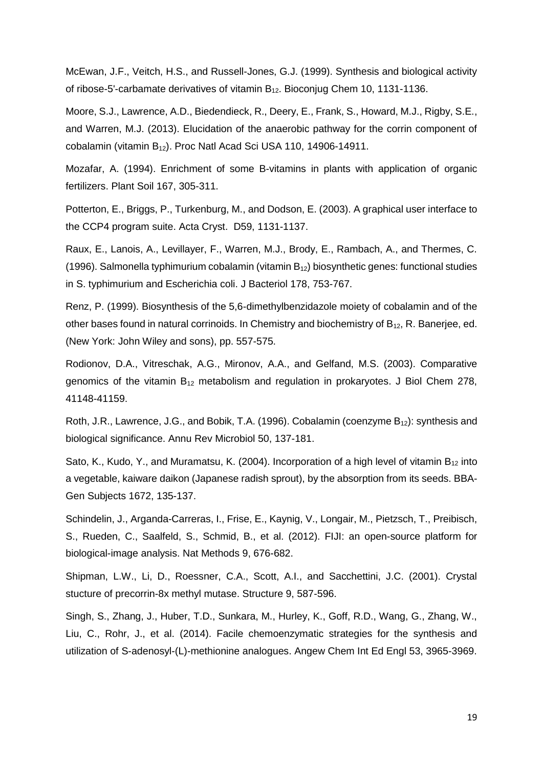McEwan, J.F., Veitch, H.S., and Russell-Jones, G.J. (1999). Synthesis and biological activity of ribose-5'-carbamate derivatives of vitamin $B_{12}$. Bioconjug Chem 10, 1131-1136.

Moore, S.J., Lawrence, A.D., Biedendieck, R., Deery, E., Frank, S., Howard, M.J., Rigby, S.E., and Warren, M.J. (2013). Elucidation of the anaerobic pathway for the corrin component of cobalamin (vitamin $B_{12}$). Proc Natl Acad Sci USA 110, 14906-14911.

Mozafar, A. (1994). Enrichment of some B-vitamins in plants with application of organic fertilizers. Plant Soil 167, 305-311.

Potterton, E., Briggs, P., Turkenburg, M., and Dodson, E. (2003). A graphical user interface to the CCP4 program suite. Acta Cryst. D59, 1131-1137.

Raux, E., Lanois, A., Levillayer, F., Warren, M.J., Brody, E., Rambach, A., and Thermes, C. (1996). Salmonella typhimurium cobalamin (vitamin $B_{12}$) biosynthetic genes: functional studies in S. typhimurium and Escherichia coli. J Bacteriol 178, 753-767.

Renz, P. (1999). Biosynthesis of the 5,6-dimethylbenzidazole moiety of cobalamin and of the other bases found in natural corrinoids. In Chemistry and biochemistry of $B_{12}$, R. Banerjee, ed. (New York: John Wiley and sons), pp. 557-575.

Rodionov, D.A., Vitreschak, A.G., Mironov, A.A., and Gelfand, M.S. (2003). Comparative genomics of the vitamin $B_{12}$ metabolism and regulation in prokaryotes. J Biol Chem 278, 41148-41159.

Roth, J.R., Lawrence, J.G., and Bobik, T.A. (1996). Cobalamin (coenzyme $B_{12}$): synthesis and biological significance. Annu Rev Microbiol 50, 137-181.

Sato, K., Kudo, Y., and Muramatsu, K. (2004). Incorporation of a high level of vitamin $B_{12}$ into a vegetable, kaiware daikon (Japanese radish sprout), by the absorption from its seeds. BBA-Gen Subjects 1672, 135-137.

Schindelin, J., Arganda-Carreras, I., Frise, E., Kaynig, V., Longair, M., Pietzsch, T., Preibisch, S., Rueden, C., Saalfeld, S., Schmid, B., et al. (2012). FIJI: an open-source platform for biological-image analysis. Nat Methods 9, 676-682.

Shipman, L.W., Li, D., Roessner, C.A., Scott, A.I., and Sacchettini, J.C. (2001). Crystal stucture of precorrin-8x methyl mutase. Structure 9, 587-596.

Singh, S., Zhang, J., Huber, T.D., Sunkara, M., Hurley, K., Goff, R.D., Wang, G., Zhang, W., Liu, C., Rohr, J., et al. (2014). Facile chemoenzymatic strategies for the synthesis and utilization of S-adenosyl-(L)-methionine analogues. Angew Chem Int Ed Engl 53, 3965-3969.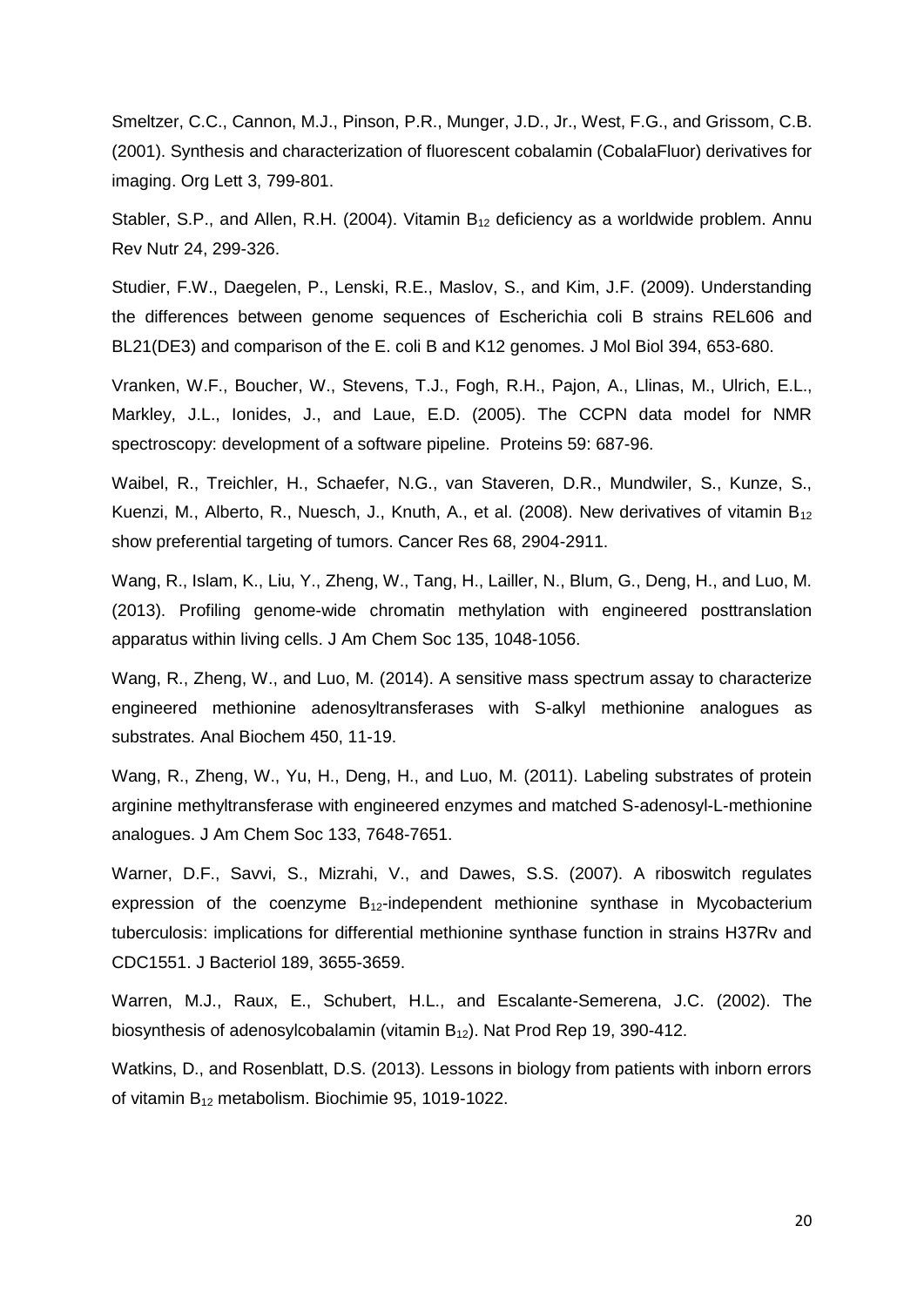Smeltzer, C.C., Cannon, M.J., Pinson, P.R., Munger, J.D., Jr., West, F.G., and Grissom, C.B. (2001). Synthesis and characterization of fluorescent cobalamin (CobalaFluor) derivatives for imaging. Org Lett 3, 799-801.

Stabler, S.P., and Allen, R.H. (2004). Vitamin $B_{12}$ deficiency as a worldwide problem. Annu Rev Nutr 24, 299-326.

Studier, F.W., Daegelen, P., Lenski, R.E., Maslov, S., and Kim, J.F. (2009). Understanding the differences between genome sequences of Escherichia coli B strains REL606 and BL21(DE3) and comparison of the E. coli B and K12 genomes. J Mol Biol 394, 653-680.

Vranken, W.F., Boucher, W., Stevens, T.J., Fogh, R.H., Pajon, A., Llinas, M., Ulrich, E.L., Markley, J.L., Ionides, J., and Laue, E.D. (2005). The CCPN data model for NMR spectroscopy: development of a software pipeline. Proteins 59: 687-96.

Waibel, R., Treichler, H., Schaefer, N.G., van Staveren, D.R., Mundwiler, S., Kunze, S., Kuenzi, M., Alberto, R., Nuesch, J., Knuth, A., et al. (2008). New derivatives of vitamin $B_{12}$ show preferential targeting of tumors. Cancer Res 68, 2904-2911.

Wang, R., Islam, K., Liu, Y., Zheng, W., Tang, H., Lailler, N., Blum, G., Deng, H., and Luo, M. (2013). Profiling genome-wide chromatin methylation with engineered posttranslation apparatus within living cells. J Am Chem Soc 135, 1048-1056.

Wang, R., Zheng, W., and Luo, M. (2014). A sensitive mass spectrum assay to characterize engineered methionine adenosyltransferases with S-alkyl methionine analogues as substrates. Anal Biochem 450, 11-19.

Wang, R., Zheng, W., Yu, H., Deng, H., and Luo, M. (2011). Labeling substrates of protein arginine methyltransferase with engineered enzymes and matched S-adenosyl-L-methionine analogues. J Am Chem Soc 133, 7648-7651.

Warner, D.F., Savvi, S., Mizrahi, V., and Dawes, S.S. (2007). A riboswitch regulates expression of the coenzyme $B_{12}$-independent methionine synthase in Mycobacterium tuberculosis: implications for differential methionine synthase function in strains H37Rv and CDC1551. J Bacteriol 189, 3655-3659.

Warren, M.J., Raux, E., Schubert, H.L., and Escalante-Semerena, J.C. (2002). The biosynthesis of adenosylcobalamin (vitamin $B_{12}$). Nat Prod Rep 19, 390-412.

Watkins, D., and Rosenblatt, D.S. (2013). Lessons in biology from patients with inborn errors of vitamin $B_{12}$ metabolism. Biochimie 95, 1019-1022.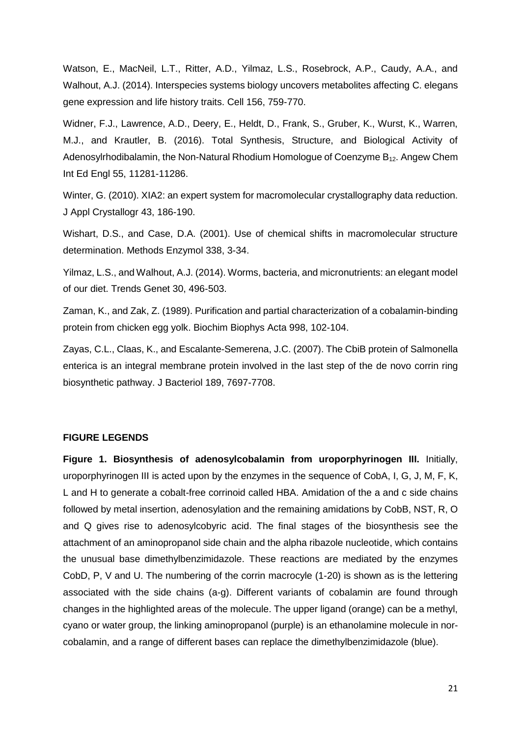Watson, E., MacNeil, L.T., Ritter, A.D., Yilmaz, L.S., Rosebrock, A.P., Caudy, A.A., and Walhout, A.J. (2014). Interspecies systems biology uncovers metabolites affecting C. elegans gene expression and life history traits. Cell 156, 759-770.

Widner, F.J., Lawrence, A.D., Deery, E., Heldt, D., Frank, S., Gruber, K., Wurst, K., Warren, M.J., and Krautler, B. (2016). Total Synthesis, Structure, and Biological Activity of Adenosylrhodibalamin, the Non-Natural Rhodium Homologue of Coenzyme $B_{12}$. Angew Chem Int Ed Engl 55, 11281-11286.

Winter, G. (2010). XIA2: an expert system for macromolecular crystallography data reduction. J Appl Crystallogr 43, 186-190.

Wishart, D.S., and Case, D.A. (2001). Use of chemical shifts in macromolecular structure determination. Methods Enzymol 338, 3-34.

Yilmaz, L.S., and Walhout, A.J. (2014). Worms, bacteria, and micronutrients: an elegant model of our diet. Trends Genet 30, 496-503.

Zaman, K., and Zak, Z. (1989). Purification and partial characterization of a cobalamin-binding protein from chicken egg yolk. Biochim Biophys Acta 998, 102-104.

Zayas, C.L., Claas, K., and Escalante-Semerena, J.C. (2007). The CbiB protein of Salmonella enterica is an integral membrane protein involved in the last step of the de novo corrin ring biosynthetic pathway. J Bacteriol 189, 7697-7708.

## FIGURE LEGENDS

**Figure 1. Biosynthesis of adenosylcobalamin from uroporphyrinogen III.** Initially, uroporphyrinogen III is acted upon by the enzymes in the sequence of CobA, I, G, J, M, F, K, L and H to generate a cobalt-free corrinoid called HBA. Amidation of the a and c side chains followed by metal insertion, adenosylation and the remaining amidations by CobB, NST, R, O and Q gives rise to adenosylcobyric acid. The final stages of the biosynthesis see the attachment of an aminopropanol side chain and the alpha ribazole nucleotide, which contains the unusual base dimethylbenzimidazole. These reactions are mediated by the enzymes CobD, P, V and U. The numbering of the corrin macrocycle (1-20) is shown as is the lettering associated with the side chains (a-g). Different variants of cobalamin are found through changes in the highlighted areas of the molecule. The upper ligand (orange) can be a methyl, cyano or water group, the linking aminopropanol (purple) is an ethanolamine molecule in nor-cobalamin, and a range of different bases can replace the dimethylbenzimidazole (blue).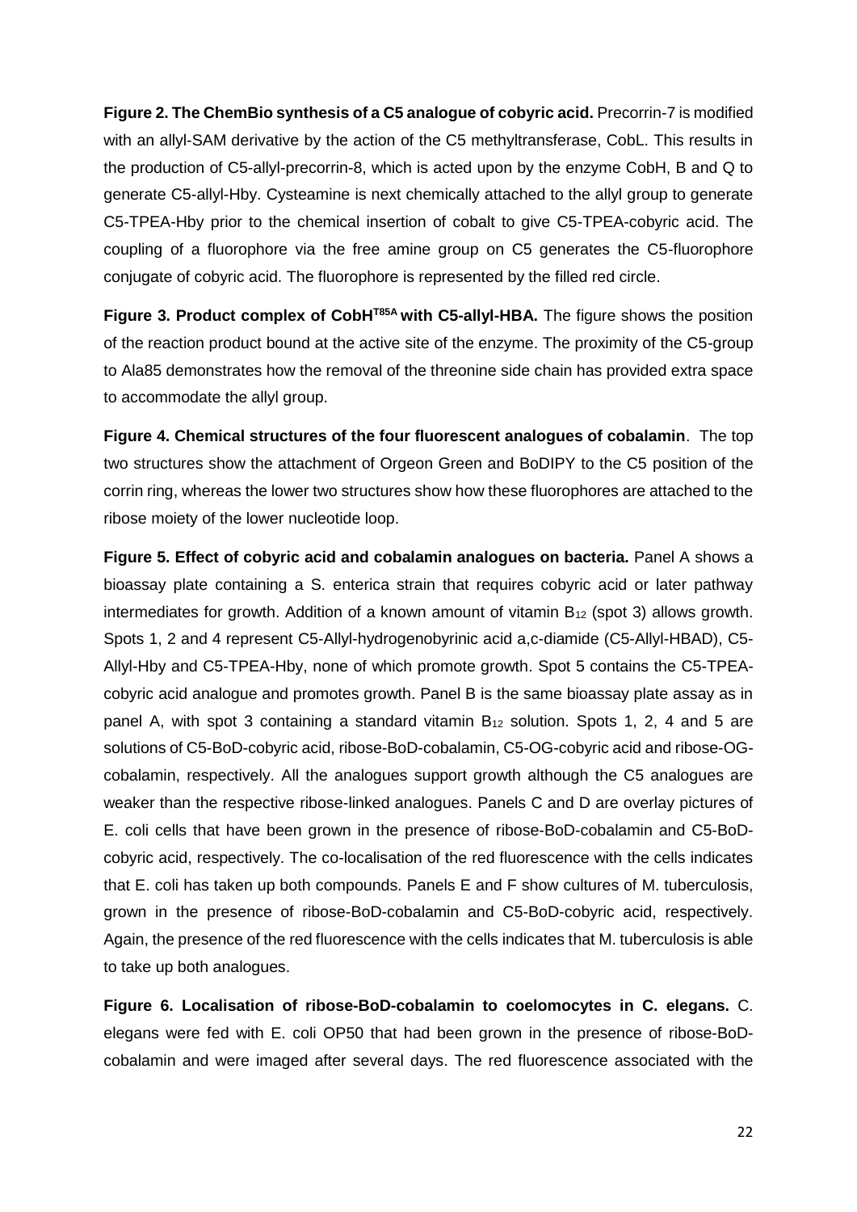**Figure 2. The ChemBio synthesis of a C5 analogue of cobyric acid.** Precorrin-7 is modified with an allyl-SAM derivative by the action of the C5 methyltransferase, CobL. This results in the production of C5-allyl-precorrin-8, which is acted upon by the enzyme CobH, B and Q to generate C5-allyl-Hby. Cysteamine is next chemically attached to the allyl group to generate C5-TPEA-Hby prior to the chemical insertion of cobalt to give C5-TPEA-cobyric acid. The coupling of a fluorophore via the free amine group on C5 generates the C5-fluorophore conjugate of cobyric acid. The fluorophore is represented by the filled red circle.

**Figure 3. Product complex of CobH$^{T85A}$ with C5-allyl-HBA.** The figure shows the position of the reaction product bound at the active site of the enzyme. The proximity of the C5-group to Ala85 demonstrates how the removal of the threonine side chain has provided extra space to accommodate the allyl group.

**Figure 4. Chemical structures of the four fluorescent analogues of cobalamin**. The top two structures show the attachment of Orgeon Green and BoDIPY to the C5 position of the corrin ring, whereas the lower two structures show how these fluorophores are attached to the ribose moiety of the lower nucleotide loop.

**Figure 5. Effect of cobyric acid and cobalamin analogues on bacteria.** Panel A shows a bioassay plate containing a S. enterica strain that requires cobyric acid or later pathway intermediates for growth. Addition of a known amount of vitamin $B_{12}$ (spot 3) allows growth. Spots 1, 2 and 4 represent C5-Allyl-hydrogenobyrinic acid a,c-diamide (C5-Allyl-HBAD), C5-Allyl-Hby and C5-TPEA-Hby, none of which promote growth. Spot 5 contains the C5-TPEA-cobyric acid analogue and promotes growth. Panel B is the same bioassay plate assay as in panel A, with spot 3 containing a standard vitamin $B_{12}$ solution. Spots 1, 2, 4 and 5 are solutions of C5-BoD-cobyric acid, ribose-BoD-cobalamin, C5-OG-cobyric acid and ribose-OG-cobalamin, respectively. All the analogues support growth although the C5 analogues are weaker than the respective ribose-linked analogues. Panels C and D are overlay pictures of E. coli cells that have been grown in the presence of ribose-BoD-cobalamin and C5-BoD-cobyric acid, respectively. The co-localisation of the red fluorescence with the cells indicates that E. coli has taken up both compounds. Panels E and F show cultures of M. tuberculosis, grown in the presence of ribose-BoD-cobalamin and C5-BoD-cobyric acid, respectively. Again, the presence of the red fluorescence with the cells indicates that M. tuberculosis is able to take up both analogues.

**Figure 6. Localisation of ribose-BoD-cobalamin to coelomocytes in C. elegans.** C. elegans were fed with E. coli OP50 that had been grown in the presence of ribose-BoD-cobalamin and were imaged after several days. The red fluorescence associated with the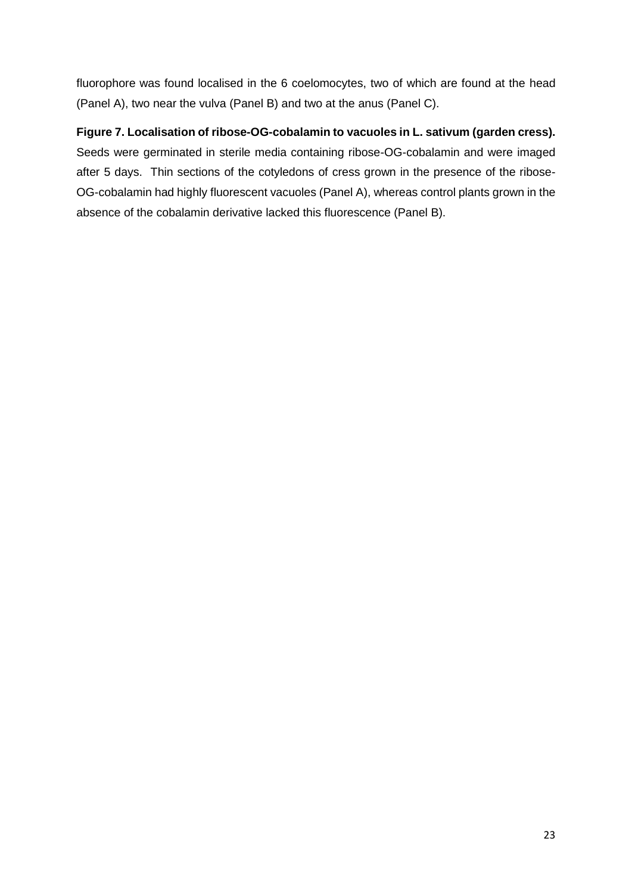fluorophore was found localised in the 6 coelomocytes, two of which are found at the head (Panel A), two near the vulva (Panel B) and two at the anus (Panel C).

**Figure 7. Localisation of ribose-OG-cobalamin to vacuoles in L. sativum (garden cress).** Seeds were germinated in sterile media containing ribose-OG-cobalamin and were imaged after 5 days. Thin sections of the cotyledons of cress grown in the presence of the ribose-OG-cobalamin had highly fluorescent vacuoles (Panel A), whereas control plants grown in the absence of the cobalamin derivative lacked this fluorescence (Panel B).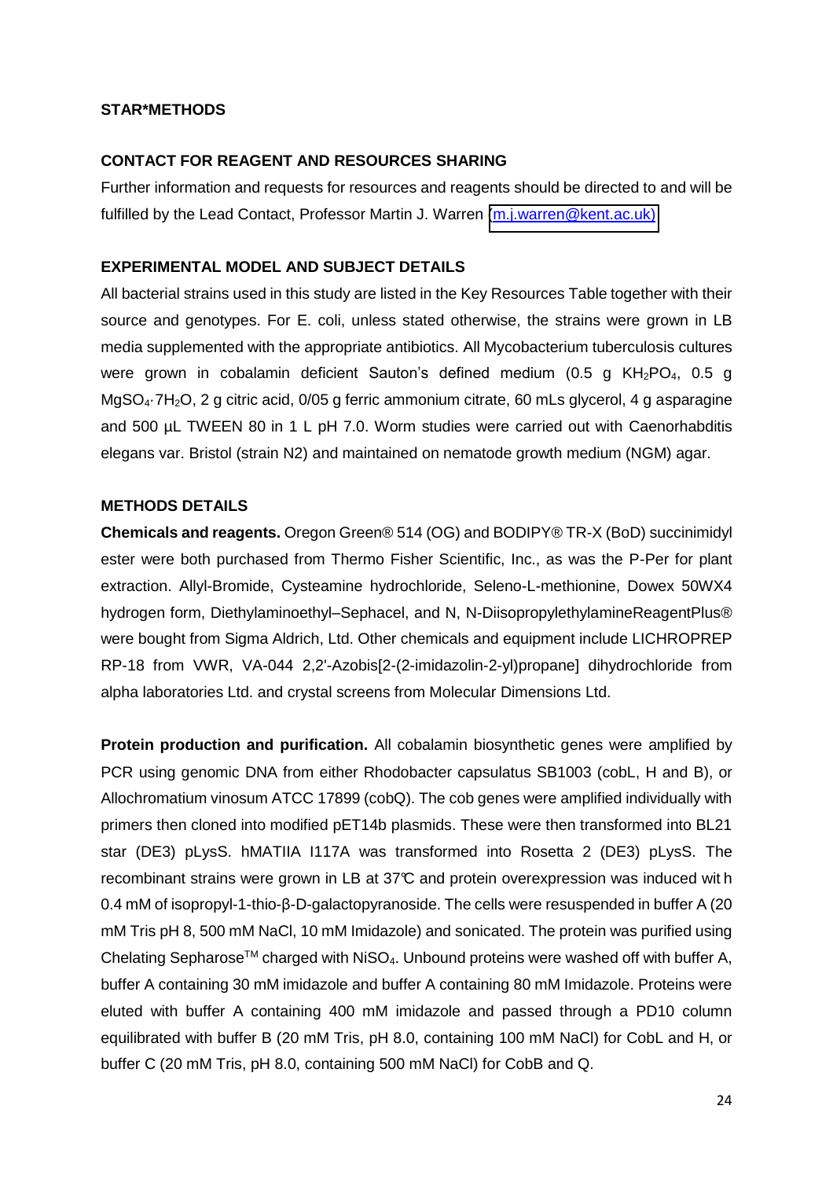## STAR*METHODS

### CONTACT FOR REAGENT AND RESOURCES SHARING

Further information and requests for resources and reagents should be directed to and will be fulfilled by the Lead Contact, Professor Martin J. Warren (m.j.warren@kent.ac.uk)

### EXPERIMENTAL MODEL AND SUBJECT DETAILS

All bacterial strains used in this study are listed in the Key Resources Table together with their source and genotypes. For E. coli, unless stated otherwise, the strains were grown in LB media supplemented with the appropriate antibiotics. All Mycobacterium tuberculosis cultures were grown in cobalamin deficient Sauton's defined medium (0.5 g $KH_2PO_4$, 0.5 g $MgSO_4{\cdot}7H_2O$, 2 g citric acid, 0/05 g ferric ammonium citrate, 60 mLs glycerol, 4 g asparagine and 500 µL TWEEN 80 in 1 L pH 7.0. Worm studies were carried out with Caenorhabditis elegans var. Bristol (strain N2) and maintained on nematode growth medium (NGM) agar.

### METHODS DETAILS

**Chemicals and reagents.** Oregon Green® 514 (OG) and BODIPY® TR-X (BoD) succinimidyl ester were both purchased from Thermo Fisher Scientific, Inc., as was the P-Per for plant extraction. Allyl-Bromide, Cysteamine hydrochloride, Seleno-L-methionine, Dowex 50WX4 hydrogen form, Diethylaminoethyl–Sephacel, and N, N-DiisopropylethylamineReagentPlus® were bought from Sigma Aldrich, Ltd. Other chemicals and equipment include LICHROPREP RP-18 from VWR, VA-044 2,2'-Azobis[2-(2-imidazolin-2-yl)propane] dihydrochloride from alpha laboratories Ltd. and crystal screens from Molecular Dimensions Ltd.

**Protein production and purification.** All cobalamin biosynthetic genes were amplified by PCR using genomic DNA from either Rhodobacter capsulatus SB1003 (cobL, H and B), or Allochromatium vinosum ATCC 17899 (cobQ). The cob genes were amplified individually with primers then cloned into modified pET14b plasmids. These were then transformed into BL21 star (DE3) pLysS. hMATIIA I117A was transformed into Rosetta 2 (DE3) pLysS. The recombinant strains were grown in LB at 37℃ and protein overexpression was induced wit h 0.4 mM of isopropyl-1-thio-β-D-galactopyranoside. The cells were resuspended in buffer A (20 mM Tris pH 8, 500 mM NaCl, 10 mM Imidazole) and sonicated. The protein was purified using Chelating Sepharose™ charged with $NiSO_4$. Unbound proteins were washed off with buffer A, buffer A containing 30 mM imidazole and buffer A containing 80 mM Imidazole. Proteins were eluted with buffer A containing 400 mM imidazole and passed through a PD10 column equilibrated with buffer B (20 mM Tris, pH 8.0, containing 100 mM NaCl) for CobL and H, or buffer C (20 mM Tris, pH 8.0, containing 500 mM NaCl) for CobB and Q.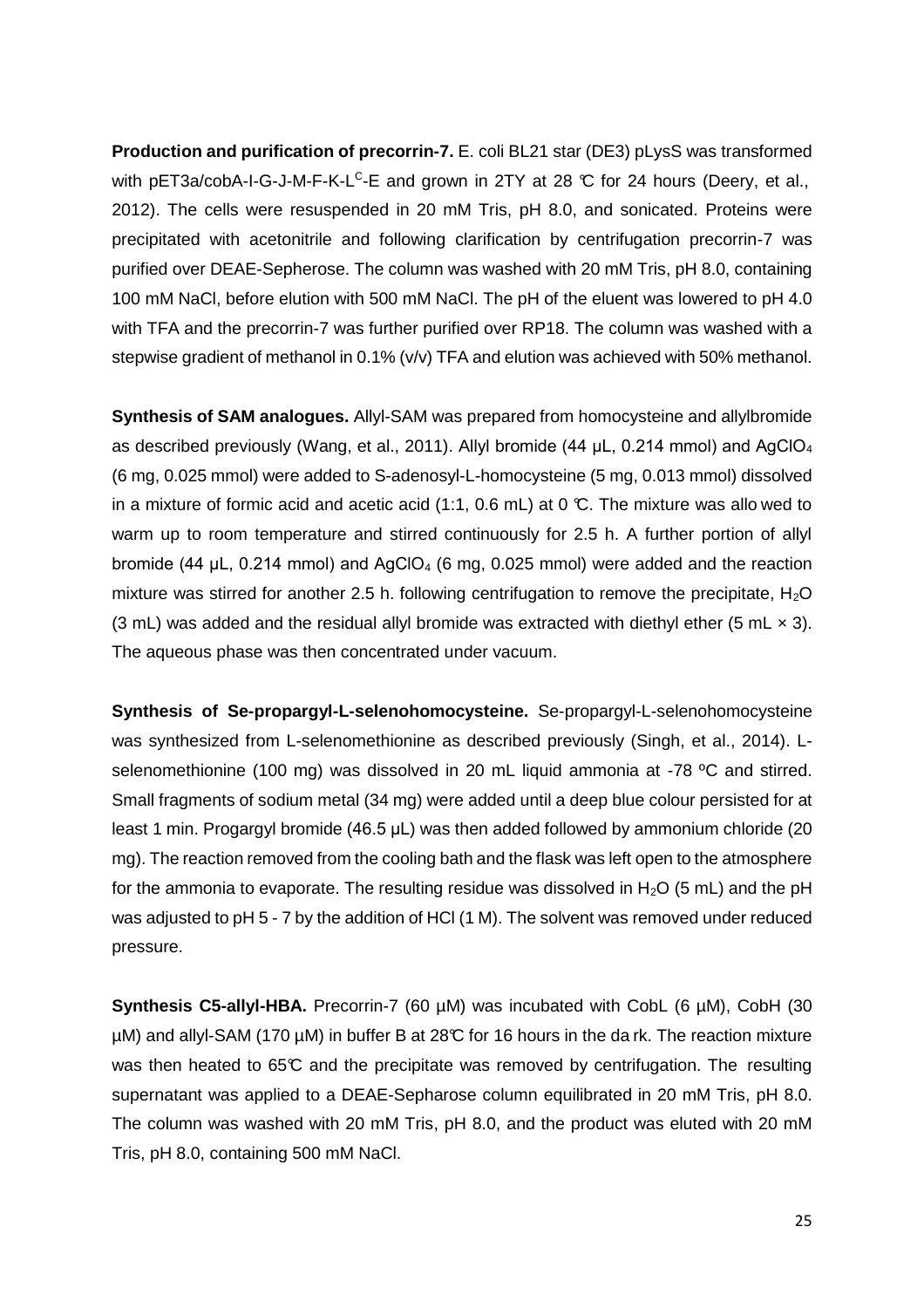**Production and purification of precorrin-7.** E. coli BL21 star (DE3) pLysS was transformed with pET3a/cobA-I-G-J-M-F-K-L$^{C}$-E and grown in 2TY at 28 ℃ for 24 hours (Deery, et al., 2012). The cells were resuspended in 20 mM Tris, pH 8.0, and sonicated. Proteins were precipitated with acetonitrile and following clarification by centrifugation precorrin-7 was purified over DEAE-Sepherose. The column was washed with 20 mM Tris, pH 8.0, containing 100 mM NaCl, before elution with 500 mM NaCl. The pH of the eluent was lowered to pH 4.0 with TFA and the precorrin-7 was further purified over RP18. The column was washed with a stepwise gradient of methanol in 0.1% (v/v) TFA and elution was achieved with 50% methanol.

**Synthesis of SAM analogues.** Allyl-SAM was prepared from homocysteine and allylbromide as described previously (Wang, et al., 2011). Allyl bromide (44 µL, 0.214 mmol) and $AgClO_4$ (6 mg, 0.025 mmol) were added to S-adenosyl-L-homocysteine (5 mg, 0.013 mmol) dissolved in a mixture of formic acid and acetic acid (1:1, 0.6 mL) at 0 ℃. The mixture was allo wed to warm up to room temperature and stirred continuously for 2.5 h. A further portion of allyl bromide (44 µL, 0.214 mmol) and $AgClO_4$ (6 mg, 0.025 mmol) were added and the reaction mixture was stirred for another 2.5 h. following centrifugation to remove the precipitate, $H_2O$ (3 mL) was added and the residual allyl bromide was extracted with diethyl ether (5 mL × 3). The aqueous phase was then concentrated under vacuum.

**Synthesis of Se-propargyl-L-selenohomocysteine.** Se-propargyl-L-selenohomocysteine was synthesized from L-selenomethionine as described previously (Singh, et al., 2014). L-selenomethionine (100 mg) was dissolved in 20 mL liquid ammonia at -78 ºC and stirred. Small fragments of sodium metal (34 mg) were added until a deep blue colour persisted for at least 1 min. Progargyl bromide (46.5 µL) was then added followed by ammonium chloride (20 mg). The reaction removed from the cooling bath and the flask was left open to the atmosphere for the ammonia to evaporate. The resulting residue was dissolved in $H_2O$ (5 mL) and the pH was adjusted to pH 5 - 7 by the addition of HCl (1 M). The solvent was removed under reduced pressure.

**Synthesis C5-allyl-HBA.** Precorrin-7 (60 µM) was incubated with CobL (6 µM), CobH (30 µM) and allyl-SAM (170 µM) in buffer B at 28℃ for 16 hours in the da rk. The reaction mixture was then heated to 65℃ and the precipitate was removed by centrifugation. The resulting supernatant was applied to a DEAE-Sepharose column equilibrated in 20 mM Tris, pH 8.0. The column was washed with 20 mM Tris, pH 8.0, and the product was eluted with 20 mM Tris, pH 8.0, containing 500 mM NaCl.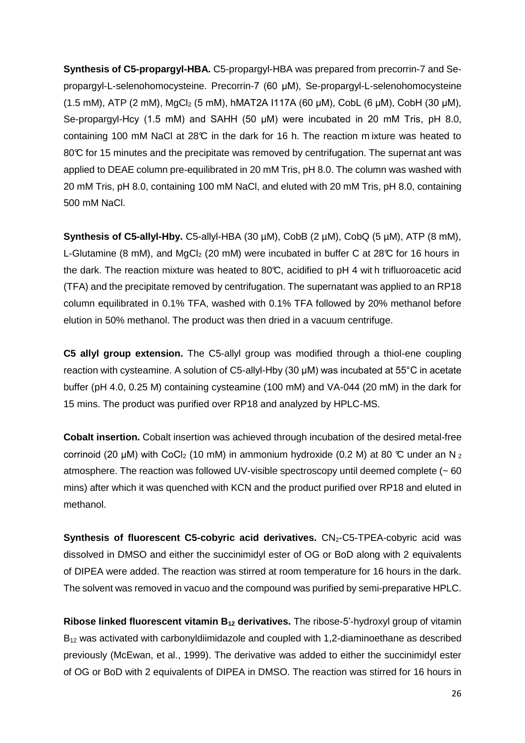**Synthesis of C5-propargyl-HBA.** C5-propargyl-HBA was prepared from precorrin-7 and Se-propargyl-L-selenohomocysteine. Precorrin-7 (60 μM), Se-propargyl-L-selenohomocysteine (1.5 mM), ATP (2 mM), $MgCl_2$ (5 mM), hMAT2A I117A (60 μM), CobL (6 μM), CobH (30 μM), Se-propargyl-Hcy (1.5 mM) and SAHH (50 μM) were incubated in 20 mM Tris, pH 8.0, containing 100 mM NaCl at 28℃ in the dark for 16 h. The reaction mixture was heated to 80℃ for 15 minutes and the precipitate was removed by centrifugation. The supernatant was applied to DEAE column pre-equilibrated in 20 mM Tris, pH 8.0. The column was washed with 20 mM Tris, pH 8.0, containing 100 mM NaCl, and eluted with 20 mM Tris, pH 8.0, containing 500 mM NaCl.

**Synthesis of C5-allyl-Hby.** C5-allyl-HBA (30 μM), CobB (2 μM), CobQ (5 μM), ATP (8 mM), L-Glutamine (8 mM), and $MgCl_2$ (20 mM) were incubated in buffer C at 28℃ for 16 hours in the dark. The reaction mixture was heated to 80℃, acidified to pH 4 with trifluoroacetic acid (TFA) and the precipitate removed by centrifugation. The supernatant was applied to an RP18 column equilibrated in 0.1% TFA, washed with 0.1% TFA followed by 20% methanol before elution in 50% methanol. The product was then dried in a vacuum centrifuge.

**C5 allyl group extension.** The C5-allyl group was modified through a thiol-ene coupling reaction with cysteamine. A solution of C5-allyl-Hby (30 μM) was incubated at 55°C in acetate buffer (pH 4.0, 0.25 M) containing cysteamine (100 mM) and VA-044 (20 mM) in the dark for 15 mins. The product was purified over RP18 and analyzed by HPLC-MS.

**Cobalt insertion.** Cobalt insertion was achieved through incubation of the desired metal-free corrinoid (20 μM) with $CoCl_2$ (10 mM) in ammonium hydroxide (0.2 M) at 80 ℃ under an $N_2$ atmosphere. The reaction was followed UV-visible spectroscopy until deemed complete (~ 60 mins) after which it was quenched with KCN and the product purified over RP18 and eluted in methanol.

**Synthesis of fluorescent C5-cobyric acid derivatives.** $CN_2$-C5-TPEA-cobyric acid was dissolved in DMSO and either the succinimidyl ester of OG or BoD along with 2 equivalents of DIPEA were added. The reaction was stirred at room temperature for 16 hours in the dark. The solvent was removed in vacuo and the compound was purified by semi-preparative HPLC.

**Ribose linked fluorescent vitamin $B_{12}$ derivatives.** The ribose-5'-hydroxyl group of vitamin $B_{12}$ was activated with carbonyldiimidazole and coupled with 1,2-diaminoethane as described previously (McEwan, et al., 1999). The derivative was added to either the succinimidyl ester of OG or BoD with 2 equivalents of DIPEA in DMSO. The reaction was stirred for 16 hours in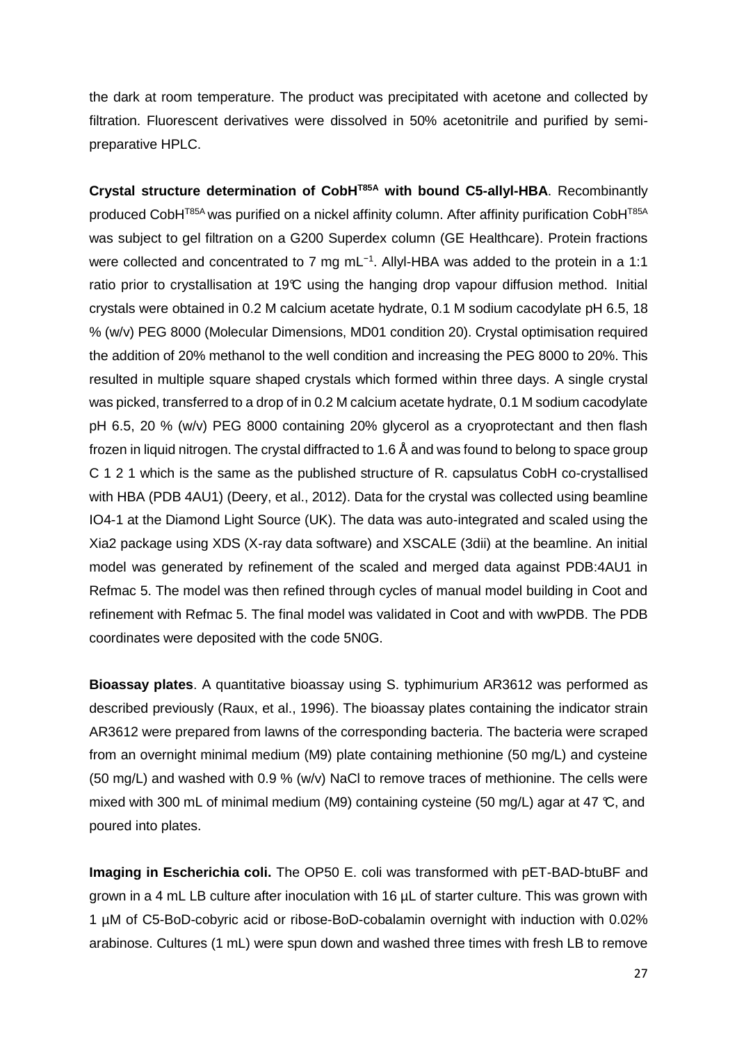the dark at room temperature. The product was precipitated with acetone and collected by filtration. Fluorescent derivatives were dissolved in 50% acetonitrile and purified by semi-preparative HPLC.

**Crystal structure determination of CobH$^{T85A}$ with bound C5-allyl-HBA**. Recombinantly produced CobH$^{T85A}$ was purified on a nickel affinity column. After affinity purification CobH$^{T85A}$ was subject to gel filtration on a G200 Superdex column (GE Healthcare). Protein fractions were collected and concentrated to 7 mg mL$^{-1}$. Allyl-HBA was added to the protein in a 1:1 ratio prior to crystallisation at 19℃ using the hanging drop vapour diffusion method. Initial crystals were obtained in 0.2 M calcium acetate hydrate, 0.1 M sodium cacodylate pH 6.5, 18 % (w/v) PEG 8000 (Molecular Dimensions, MD01 condition 20). Crystal optimisation required the addition of 20% methanol to the well condition and increasing the PEG 8000 to 20%. This resulted in multiple square shaped crystals which formed within three days. A single crystal was picked, transferred to a drop of in 0.2 M calcium acetate hydrate, 0.1 M sodium cacodylate pH 6.5, 20 % (w/v) PEG 8000 containing 20% glycerol as a cryoprotectant and then flash frozen in liquid nitrogen. The crystal diffracted to 1.6 Å and was found to belong to space group C 1 2 1 which is the same as the published structure of R. capsulatus CobH co-crystallised with HBA (PDB 4AU1) (Deery, et al., 2012). Data for the crystal was collected using beamline IO4-1 at the Diamond Light Source (UK). The data was auto-integrated and scaled using the Xia2 package using XDS (X-ray data software) and XSCALE (3dii) at the beamline. An initial model was generated by refinement of the scaled and merged data against PDB:4AU1 in Refmac 5. The model was then refined through cycles of manual model building in Coot and refinement with Refmac 5. The final model was validated in Coot and with wwPDB. The PDB coordinates were deposited with the code 5N0G.

**Bioassay plates**. A quantitative bioassay using S. typhimurium AR3612 was performed as described previously (Raux, et al., 1996). The bioassay plates containing the indicator strain AR3612 were prepared from lawns of the corresponding bacteria. The bacteria were scraped from an overnight minimal medium (M9) plate containing methionine (50 mg/L) and cysteine (50 mg/L) and washed with 0.9 % (w/v) NaCl to remove traces of methionine. The cells were mixed with 300 mL of minimal medium (M9) containing cysteine (50 mg/L) agar at 47 ℃, and poured into plates.

**Imaging in Escherichia coli.** The OP50 E. coli was transformed with pET-BAD-btuBF and grown in a 4 mL LB culture after inoculation with 16 µL of starter culture. This was grown with 1 µM of C5-BoD-cobyric acid or ribose-BoD-cobalamin overnight with induction with 0.02% arabinose. Cultures (1 mL) were spun down and washed three times with fresh LB to remove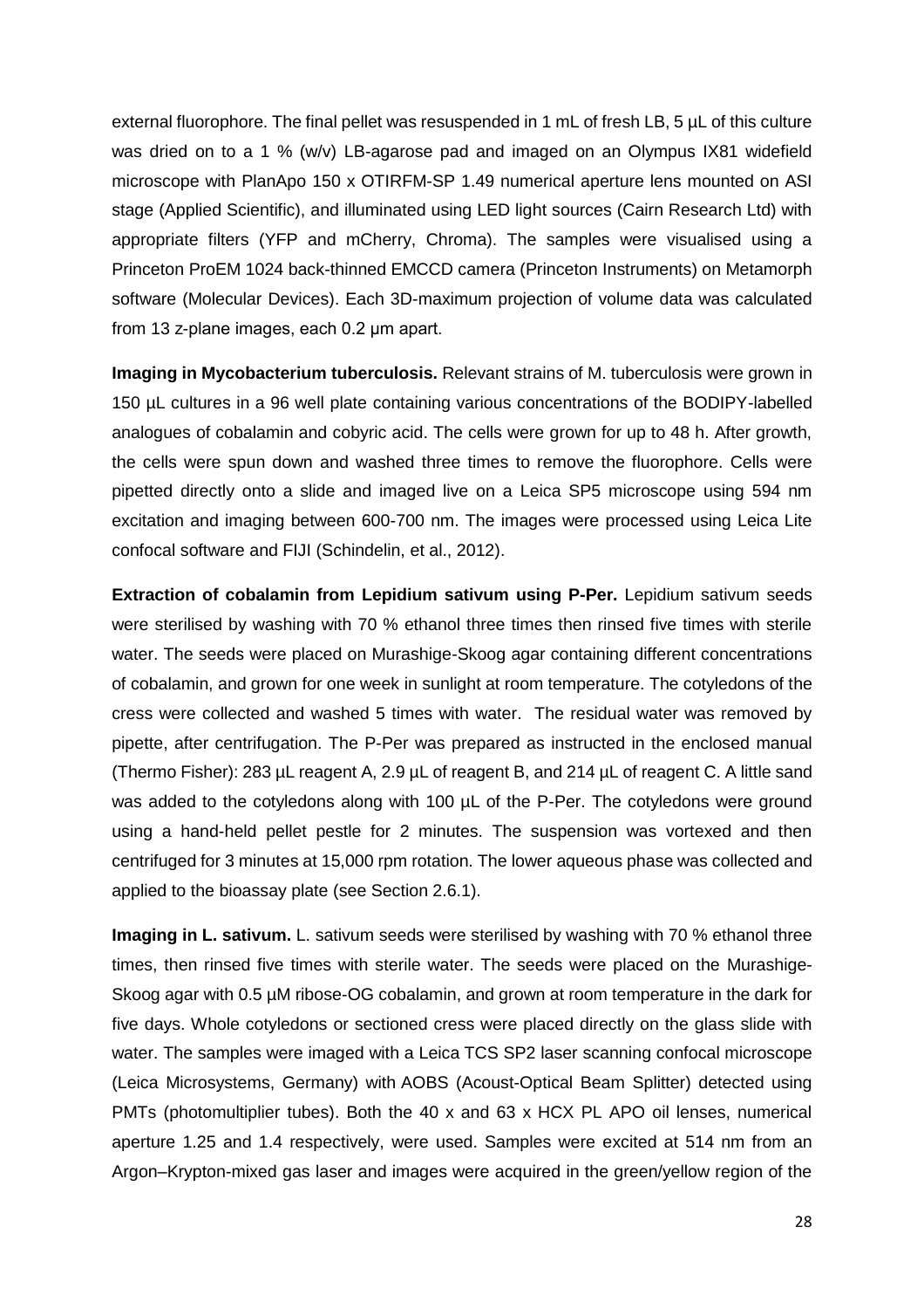external fluorophore. The final pellet was resuspended in 1 mL of fresh LB, 5 µL of this culture was dried on to a 1 % (w/v) LB-agarose pad and imaged on an Olympus IX81 widefield microscope with PlanApo 150 x OTIRFM-SP 1.49 numerical aperture lens mounted on ASI stage (Applied Scientific), and illuminated using LED light sources (Cairn Research Ltd) with appropriate filters (YFP and mCherry, Chroma). The samples were visualised using a Princeton ProEM 1024 back-thinned EMCCD camera (Princeton Instruments) on Metamorph software (Molecular Devices). Each 3D-maximum projection of volume data was calculated from 13 z-plane images, each 0.2 µm apart.

**Imaging in Mycobacterium tuberculosis.** Relevant strains of M. tuberculosis were grown in 150 µL cultures in a 96 well plate containing various concentrations of the BODIPY-labelled analogues of cobalamin and cobyric acid. The cells were grown for up to 48 h. After growth, the cells were spun down and washed three times to remove the fluorophore. Cells were pipetted directly onto a slide and imaged live on a Leica SP5 microscope using 594 nm excitation and imaging between 600-700 nm. The images were processed using Leica Lite confocal software and FIJI (Schindelin, et al., 2012).

**Extraction of cobalamin from Lepidium sativum using P-Per.** Lepidium sativum seeds were sterilised by washing with 70 % ethanol three times then rinsed five times with sterile water. The seeds were placed on Murashige-Skoog agar containing different concentrations of cobalamin, and grown for one week in sunlight at room temperature. The cotyledons of the cress were collected and washed 5 times with water. The residual water was removed by pipette, after centrifugation. The P-Per was prepared as instructed in the enclosed manual (Thermo Fisher): 283 µL reagent A, 2.9 µL of reagent B, and 214 µL of reagent C. A little sand was added to the cotyledons along with 100 µL of the P-Per. The cotyledons were ground using a hand-held pellet pestle for 2 minutes. The suspension was vortexed and then centrifuged for 3 minutes at 15,000 rpm rotation. The lower aqueous phase was collected and applied to the bioassay plate (see Section 2.6.1).

**Imaging in L. sativum.** L. sativum seeds were sterilised by washing with 70 % ethanol three times, then rinsed five times with sterile water. The seeds were placed on the Murashige-Skoog agar with 0.5 µM ribose-OG cobalamin, and grown at room temperature in the dark for five days. Whole cotyledons or sectioned cress were placed directly on the glass slide with water. The samples were imaged with a Leica TCS SP2 laser scanning confocal microscope (Leica Microsystems, Germany) with AOBS (Acoust-Optical Beam Splitter) detected using PMTs (photomultiplier tubes). Both the 40 x and 63 x HCX PL APO oil lenses, numerical aperture 1.25 and 1.4 respectively, were used. Samples were excited at 514 nm from an Argon–Krypton-mixed gas laser and images were acquired in the green/yellow region of the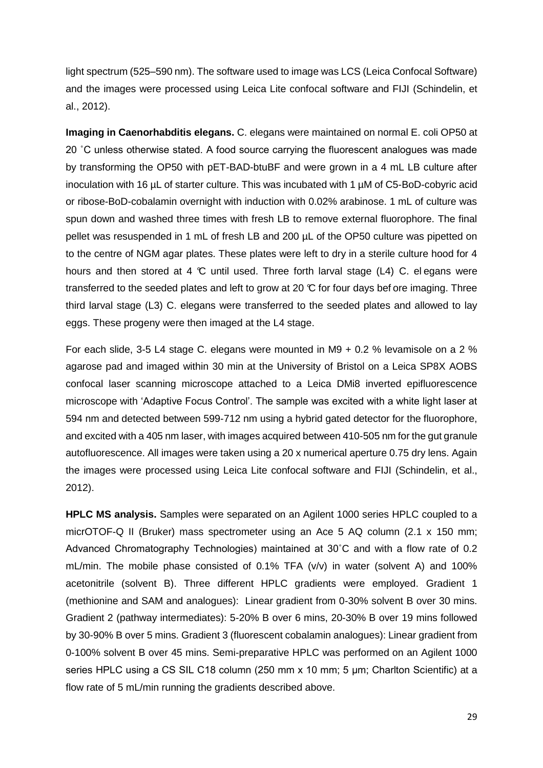light spectrum (525–590 nm). The software used to image was LCS (Leica Confocal Software) and the images were processed using Leica Lite confocal software and FIJI (Schindelin, et al., 2012).

**Imaging in Caenorhabditis elegans.** C. elegans were maintained on normal E. coli OP50 at 20 ˚C unless otherwise stated. A food source carrying the fluorescent analogues was made by transforming the OP50 with pET-BAD-btuBF and were grown in a 4 mL LB culture after inoculation with 16 µL of starter culture. This was incubated with 1 µM of C5-BoD-cobyric acid or ribose-BoD-cobalamin overnight with induction with 0.02% arabinose. 1 mL of culture was spun down and washed three times with fresh LB to remove external fluorophore. The final pellet was resuspended in 1 mL of fresh LB and 200 µL of the OP50 culture was pipetted on to the centre of NGM agar plates. These plates were left to dry in a sterile culture hood for 4 hours and then stored at 4 ℃ until used. Three forth larval stage (L4) C. el egans were transferred to the seeded plates and left to grow at 20 ℃ for four days bef ore imaging. Three third larval stage (L3) C. elegans were transferred to the seeded plates and allowed to lay eggs. These progeny were then imaged at the L4 stage.

For each slide, 3-5 L4 stage C. elegans were mounted in M9 + 0.2 % levamisole on a 2 % agarose pad and imaged within 30 min at the University of Bristol on a Leica SP8X AOBS confocal laser scanning microscope attached to a Leica DMi8 inverted epifluorescence microscope with 'Adaptive Focus Control'. The sample was excited with a white light laser at 594 nm and detected between 599-712 nm using a hybrid gated detector for the fluorophore, and excited with a 405 nm laser, with images acquired between 410-505 nm for the gut granule autofluorescence. All images were taken using a 20 x numerical aperture 0.75 dry lens. Again the images were processed using Leica Lite confocal software and FIJI (Schindelin, et al., 2012).

**HPLC MS analysis.** Samples were separated on an Agilent 1000 series HPLC coupled to a micrOTOF-Q II (Bruker) mass spectrometer using an Ace 5 AQ column (2.1 x 150 mm; Advanced Chromatography Technologies) maintained at 30˚C and with a flow rate of 0.2 mL/min. The mobile phase consisted of 0.1% TFA (v/v) in water (solvent A) and 100% acetonitrile (solvent B). Three different HPLC gradients were employed. Gradient 1 (methionine and SAM and analogues): Linear gradient from 0-30% solvent B over 30 mins. Gradient 2 (pathway intermediates): 5-20% B over 6 mins, 20-30% B over 19 mins followed by 30-90% B over 5 mins. Gradient 3 (fluorescent cobalamin analogues): Linear gradient from 0-100% solvent B over 45 mins. Semi-preparative HPLC was performed on an Agilent 1000 series HPLC using a CS SIL C18 column (250 mm x 10 mm; 5 µm; Charlton Scientific) at a flow rate of 5 mL/min running the gradients described above.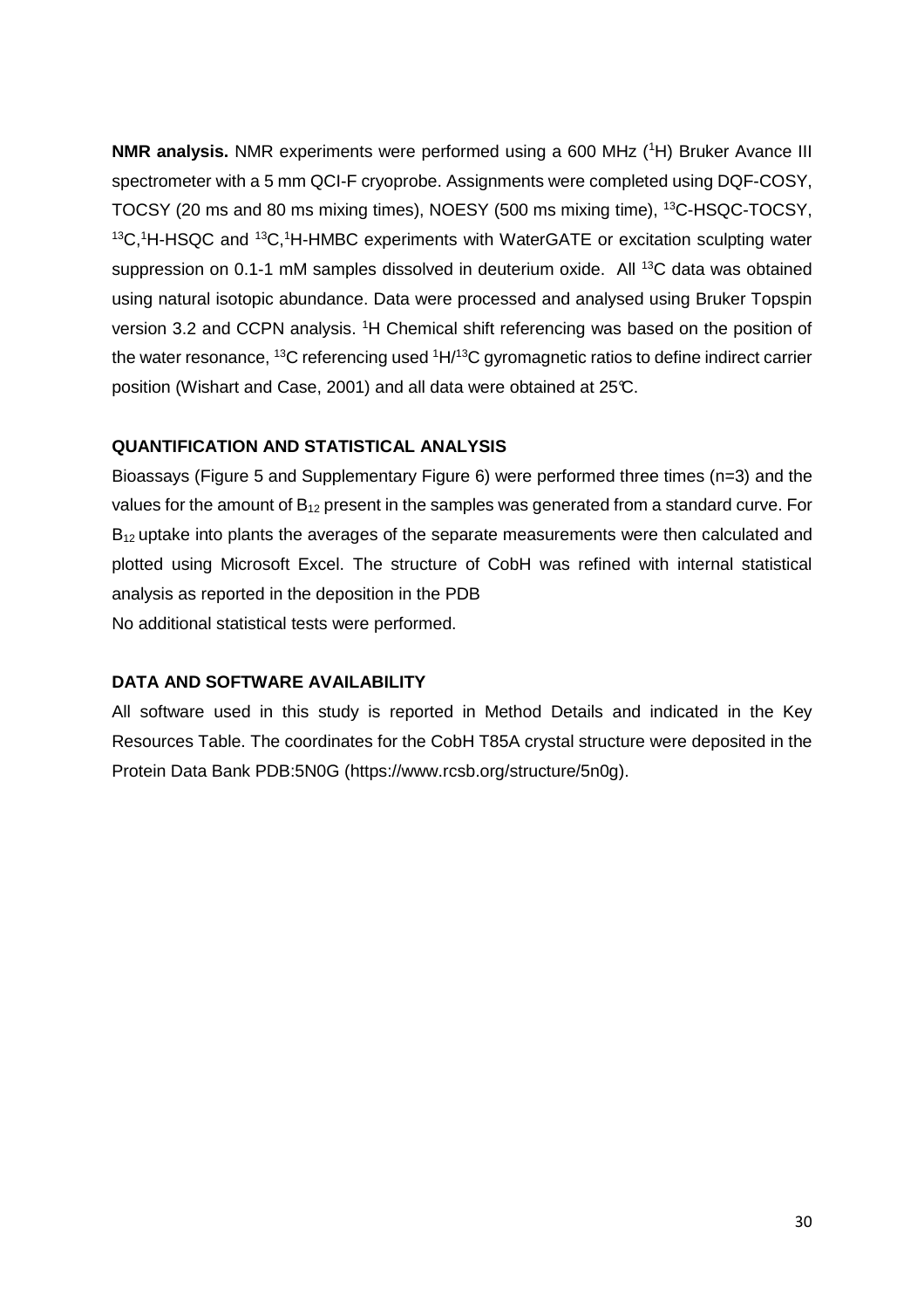**NMR analysis.** NMR experiments were performed using a 600 MHz ($^{1}$H) Bruker Avance III spectrometer with a 5 mm QCI-F cryoprobe. Assignments were completed using DQF-COSY, TOCSY (20 ms and 80 ms mixing times), NOESY (500 ms mixing time), $^{13}$C-HSQC-TOCSY, $^{13}$C,$^{1}$H-HSQC and $^{13}$C,$^{1}$H-HMBC experiments with WaterGATE or excitation sculpting water suppression on 0.1-1 mM samples dissolved in deuterium oxide. All $^{13}$C data was obtained using natural isotopic abundance. Data were processed and analysed using Bruker Topspin version 3.2 and CCPN analysis. $^{1}$H Chemical shift referencing was based on the position of the water resonance, $^{13}$C referencing used $^{1}$H/$^{13}$C gyromagnetic ratios to define indirect carrier position (Wishart and Case, 2001) and all data were obtained at 25℃.

## QUANTIFICATION AND STATISTICAL ANALYSIS

Bioassays (Figure 5 and Supplementary Figure 6) were performed three times (n=3) and the values for the amount of $B_{12}$ present in the samples was generated from a standard curve. For $B_{12}$ uptake into plants the averages of the separate measurements were then calculated and plotted using Microsoft Excel. The structure of CobH was refined with internal statistical analysis as reported in the deposition in the PDB

No additional statistical tests were performed.

## DATA AND SOFTWARE AVAILABILITY

All software used in this study is reported in Method Details and indicated in the Key Resources Table. The coordinates for the CobH T85A crystal structure were deposited in the Protein Data Bank PDB:5N0G (https://www.rcsb.org/structure/5n0g).